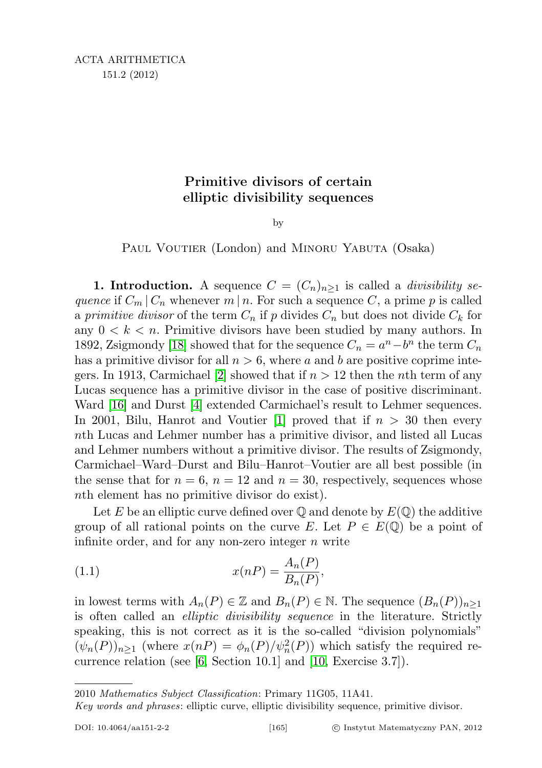# Primitive divisors of certain elliptic divisibility sequences

by

Paul Voutier (London) and Minoru Yabuta (Osaka)

**1. Introduction.** A sequence $C = (C_n)_{n\geq 1}$ is called a *divisibility sequence* if $C_m \mid C_n$ whenever $m \mid n$. For such a sequence $C$, a prime $p$ is called a *primitive divisor* of the term $C_n$ if $p$ divides $C_n$ but does not divide $C_k$ for any $0 < k < n$. Primitive divisors have been studied by many authors. In 1892, Zsigmondy [18] showed that for the sequence $C_n = a^n - b^n$ the term $C_n$ has a primitive divisor for all $n > 6$, where $a$ and $b$ are positive coprime integers. In 1913, Carmichael [2] showed that if $n > 12$ then the $n$th term of any Lucas sequence has a primitive divisor in the case of positive discriminant. Ward [16] and Durst [4] extended Carmichael's result to Lehmer sequences. In 2001, Bilu, Hanrot and Voutier [1] proved that if $n > 30$ then every $n$th Lucas and Lehmer number has a primitive divisor, and listed all Lucas and Lehmer numbers without a primitive divisor. The results of Zsigmondy, Carmichael–Ward–Durst and Bilu–Hanrot–Voutier are all best possible (in the sense that for $n = 6$, $n = 12$ and $n = 30$, respectively, sequences whose $n$th element has no primitive divisor do exist).

Let $E$ be an elliptic curve defined over $\mathbb{Q}$ and denote by $E(\mathbb{Q})$ the additive group of all rational points on the curve $E$. Let $P \in E(\mathbb{Q})$ be a point of infinite order, and for any non-zero integer $n$ write

$$x(nP) = \frac{A_n(P)}{B_n(P)}, \tag{1.1}$$

in lowest terms with $A_n(P) \in \mathbb{Z}$ and $B_n(P) \in \mathbb{N}$. The sequence $(B_n(P))_{n\geq 1}$ is often called an *elliptic divisibility sequence* in the literature. Strictly speaking, this is not correct as it is the so-called "division polynomials" $(\psi_n(P))_{n\geq 1}$ (where $x(nP) = \phi_n(P)/\psi_n^2(P)$) which satisfy the required recurrence relation (see [6, Section 10.1] and [10, Exercise 3.7]).

---

2010 *Mathematics Subject Classification*: Primary 11G05, 11A41.

*Key words and phrases*: elliptic curve, elliptic divisibility sequence, primitive divisor.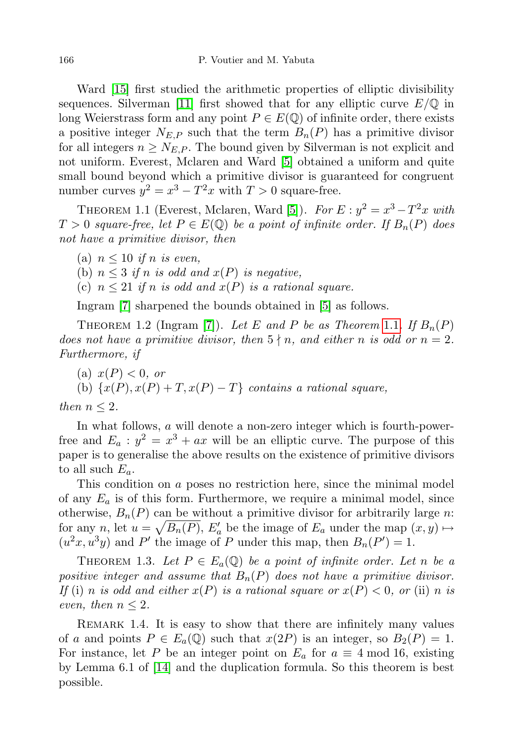Ward [15] first studied the arithmetic properties of elliptic divisibility sequences. Silverman [11] first showed that for any elliptic curve $E/\mathbb{Q}$ in long Weierstrass form and any point $P \in E(\mathbb{Q})$ of infinite order, there exists a positive integer $N_{E,P}$ such that the term $B_n(P)$ has a primitive divisor for all integers $n \geq N_{E,P}$. The bound given by Silverman is not explicit and not uniform. Everest, Mclaren and Ward [5] obtained a uniform and quite small bound beyond which a primitive divisor is guaranteed for congruent number curves $y^2 = x^3 - T^2 x$ with $T > 0$ square-free.

Theorem 1.1 (Everest, Mclaren, Ward [5]). *For $E : y^2 = x^3 - T^2 x$ with $T > 0$ square-free, let $P \in E(\mathbb{Q})$ be a point of infinite order. If $B_n(P)$ does not have a primitive divisor, then*

(a) *$n \leq 10$ if $n$ is even,*
(b) *$n \leq 3$ if $n$ is odd and $x(P)$ is negative,*
(c) *$n \leq 21$ if $n$ is odd and $x(P)$ is a rational square.*

Ingram [7] sharpened the bounds obtained in [5] as follows.

Theorem 1.2 (Ingram [7]). *Let $E$ and $P$ be as Theorem 1.1. If $B_n(P)$ does not have a primitive divisor, then $5 \nmid n$, and either $n$ is odd or $n = 2$. Furthermore, if*

(a) *$x(P) < 0$, or*
(b) *$\{x(P), x(P) + T, x(P) - T\}$ contains a rational square,*

*then $n \leq 2$.*

In what follows, $a$ will denote a non-zero integer which is fourth-power-free and $E_a : y^2 = x^3 + ax$ will be an elliptic curve. The purpose of this paper is to generalise the above results on the existence of primitive divisors to all such $E_a$.

This condition on $a$ poses no restriction here, since the minimal model of any $E_a$ is of this form. Furthermore, we require a minimal model, since otherwise, $B_n(P)$ can be without a primitive divisor for arbitrarily large $n$: for any $n$, let $u = \sqrt{B_n(P)}$, $E'_a$ be the image of $E_a$ under the map $(x, y) \mapsto (u^2 x, u^3 y)$ and $P'$ the image of $P$ under this map, then $B_n(P') = 1$.

Theorem 1.3. *Let $P \in E_a(\mathbb{Q})$ be a point of infinite order. Let $n$ be a positive integer and assume that $B_n(P)$ does not have a primitive divisor. If* (i) *$n$ is odd and either $x(P)$ is a rational square or $x(P) < 0$, or* (ii) *$n$ is even, then $n \leq 2$.*

Remark 1.4. It is easy to show that there are infinitely many values of $a$ and points $P \in E_a(\mathbb{Q})$ such that $x(2P)$ is an integer, so $B_2(P) = 1$. For instance, let $P$ be an integer point on $E_a$ for $a \equiv 4 \bmod 16$, existing by Lemma 6.1 of [14] and the duplication formula. So this theorem is best possible.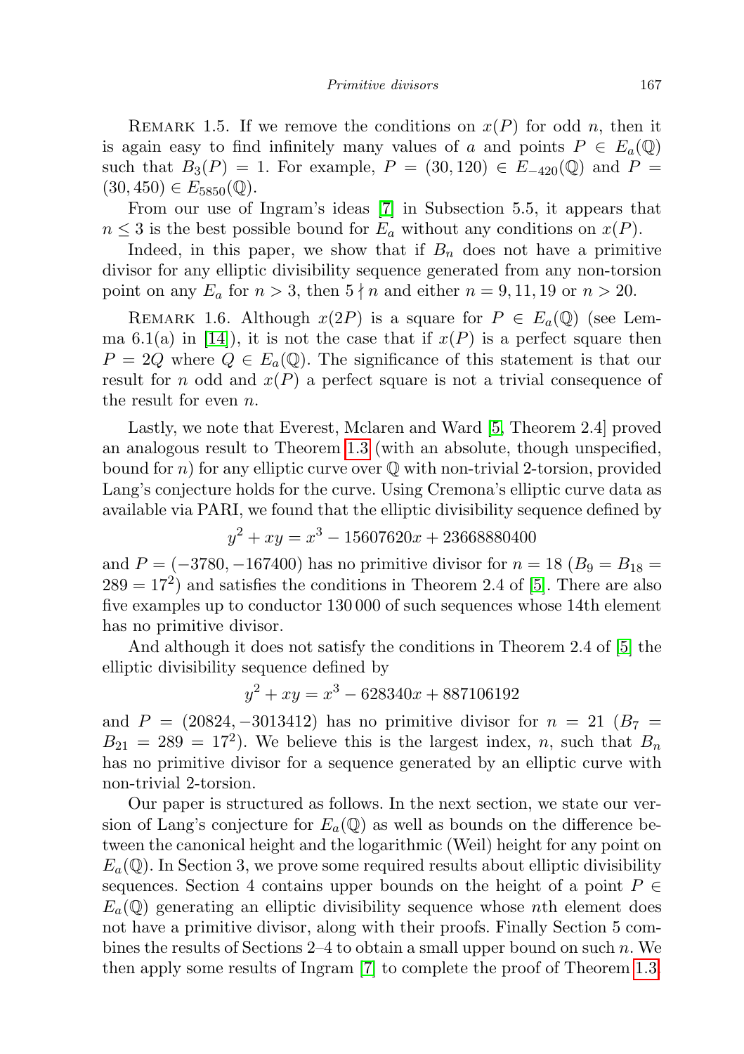Remark 1.5. If we remove the conditions on $x(P)$ for odd $n$, then it is again easy to find infinitely many values of $a$ and points $P \in E_a(\mathbb{Q})$ such that $B_3(P) = 1$. For example, $P = (30, 120) \in E_{-420}(\mathbb{Q})$ and $P = (30, 450) \in E_{5850}(\mathbb{Q})$.

From our use of Ingram's ideas [7] in Subsection 5.5, it appears that $n \leq 3$ is the best possible bound for $E_a$ without any conditions on $x(P)$.

Indeed, in this paper, we show that if $B_n$ does not have a primitive divisor for any elliptic divisibility sequence generated from any non-torsion point on any $E_a$ for $n > 3$, then $5 \nmid n$ and either $n = 9, 11, 19$ or $n > 20$.

Remark 1.6. Although $x(2P)$ is a square for $P \in E_a(\mathbb{Q})$ (see Lemma 6.1(a) in [14]), it is not the case that if $x(P)$ is a perfect square then $P = 2Q$ where $Q \in E_a(\mathbb{Q})$. The significance of this statement is that our result for $n$ odd and $x(P)$ a perfect square is not a trivial consequence of the result for even $n$.

Lastly, we note that Everest, Mclaren and Ward [5, Theorem 2.4] proved an analogous result to Theorem 1.3 (with an absolute, though unspecified, bound for $n$) for any elliptic curve over $\mathbb{Q}$ with non-trivial 2-torsion, provided Lang's conjecture holds for the curve. Using Cremona's elliptic curve data as available via PARI, we found that the elliptic divisibility sequence defined by

$$y^2 + xy = x^3 - 15607620x + 23668880400$$

and $P = (-3780, -167400)$ has no primitive divisor for $n = 18$ ($B_9 = B_{18} = 289 = 17^2$) and satisfies the conditions in Theorem 2.4 of [5]. There are also five examples up to conductor 130 000 of such sequences whose 14th element has no primitive divisor.

And although it does not satisfy the conditions in Theorem 2.4 of [5] the elliptic divisibility sequence defined by

$$y^2 + xy = x^3 - 628340x + 887106192$$

and $P = (20824, -3013412)$ has no primitive divisor for $n = 21$ ($B_7 = B_{21} = 289 = 17^2$). We believe this is the largest index, $n$, such that $B_n$ has no primitive divisor for a sequence generated by an elliptic curve with non-trivial 2-torsion.

Our paper is structured as follows. In the next section, we state our version of Lang's conjecture for $E_a(\mathbb{Q})$ as well as bounds on the difference between the canonical height and the logarithmic (Weil) height for any point on $E_a(\mathbb{Q})$. In Section 3, we prove some required results about elliptic divisibility sequences. Section 4 contains upper bounds on the height of a point $P \in E_a(\mathbb{Q})$ generating an elliptic divisibility sequence whose $n$th element does not have a primitive divisor, along with their proofs. Finally Section 5 combines the results of Sections 2–4 to obtain a small upper bound on such $n$. We then apply some results of Ingram [7] to complete the proof of Theorem 1.3.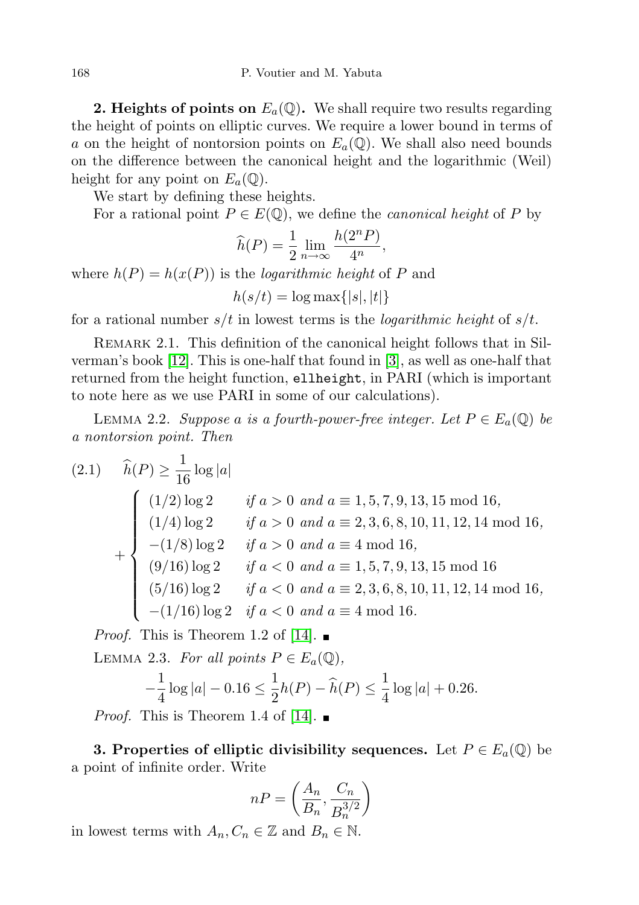**2. Heights of points on $E_a(\mathbb{Q})$.** We shall require two results regarding the height of points on elliptic curves. We require a lower bound in terms of $a$ on the height of nontorsion points on $E_a(\mathbb{Q})$. We shall also need bounds on the difference between the canonical height and the logarithmic (Weil) height for any point on $E_a(\mathbb{Q})$.

We start by defining these heights.

For a rational point $P \in E(\mathbb{Q})$, we define the *canonical height* of $P$ by

$$\widehat{h}(P) = \frac{1}{2} \lim_{n \to \infty} \frac{h(2^n P)}{4^n},$$

where $h(P) = h(x(P))$ is the *logarithmic height* of $P$ and

$$h(s/t) = \log \max\{|s|, |t|\}$$

for a rational number $s/t$ in lowest terms is the *logarithmic height* of $s/t$.

Remark 2.1. This definition of the canonical height follows that in Silverman's book [12]. This is one-half that found in [3], as well as one-half that returned from the height function, `ellheight`, in PARI (which is important to note here as we use PARI in some of our calculations).

Lemma 2.2. *Suppose $a$ is a fourth-power-free integer. Let $P \in E_a(\mathbb{Q})$ be a nontorsion point. Then*

$$\widehat{h}(P) \geq \frac{1}{16} \log |a| + \begin{cases} (1/2) \log 2 & \text{if } a > 0 \text{ and } a \equiv 1, 5, 7, 9, 13, 15 \bmod 16, \\ (1/4) \log 2 & \text{if } a > 0 \text{ and } a \equiv 2, 3, 6, 8, 10, 11, 12, 14 \bmod 16, \\ -(1/8) \log 2 & \text{if } a > 0 \text{ and } a \equiv 4 \bmod 16, \\ (9/16) \log 2 & \text{if } a < 0 \text{ and } a \equiv 1, 5, 7, 9, 13, 15 \bmod 16 \\ (5/16) \log 2 & \text{if } a < 0 \text{ and } a \equiv 2, 3, 6, 8, 10, 11, 12, 14 \bmod 16, \\ -(1/16) \log 2 & \text{if } a < 0 \text{ and } a \equiv 4 \bmod 16. \end{cases} \tag{2.1}$$

*Proof.* This is Theorem 1.2 of [14]. ∎

Lemma 2.3. *For all points $P \in E_a(\mathbb{Q})$,*

$$-\frac{1}{4} \log |a| - 0.16 \leq \frac{1}{2} h(P) - \widehat{h}(P) \leq \frac{1}{4} \log |a| + 0.26.$$

*Proof.* This is Theorem 1.4 of [14]. ∎

**3. Properties of elliptic divisibility sequences.** Let $P \in E_a(\mathbb{Q})$ be a point of infinite order. Write

$$nP = \left( \frac{A_n}{B_n}, \frac{C_n}{B_n^{3/2}} \right)$$

in lowest terms with $A_n, C_n \in \mathbb{Z}$ and $B_n \in \mathbb{N}$.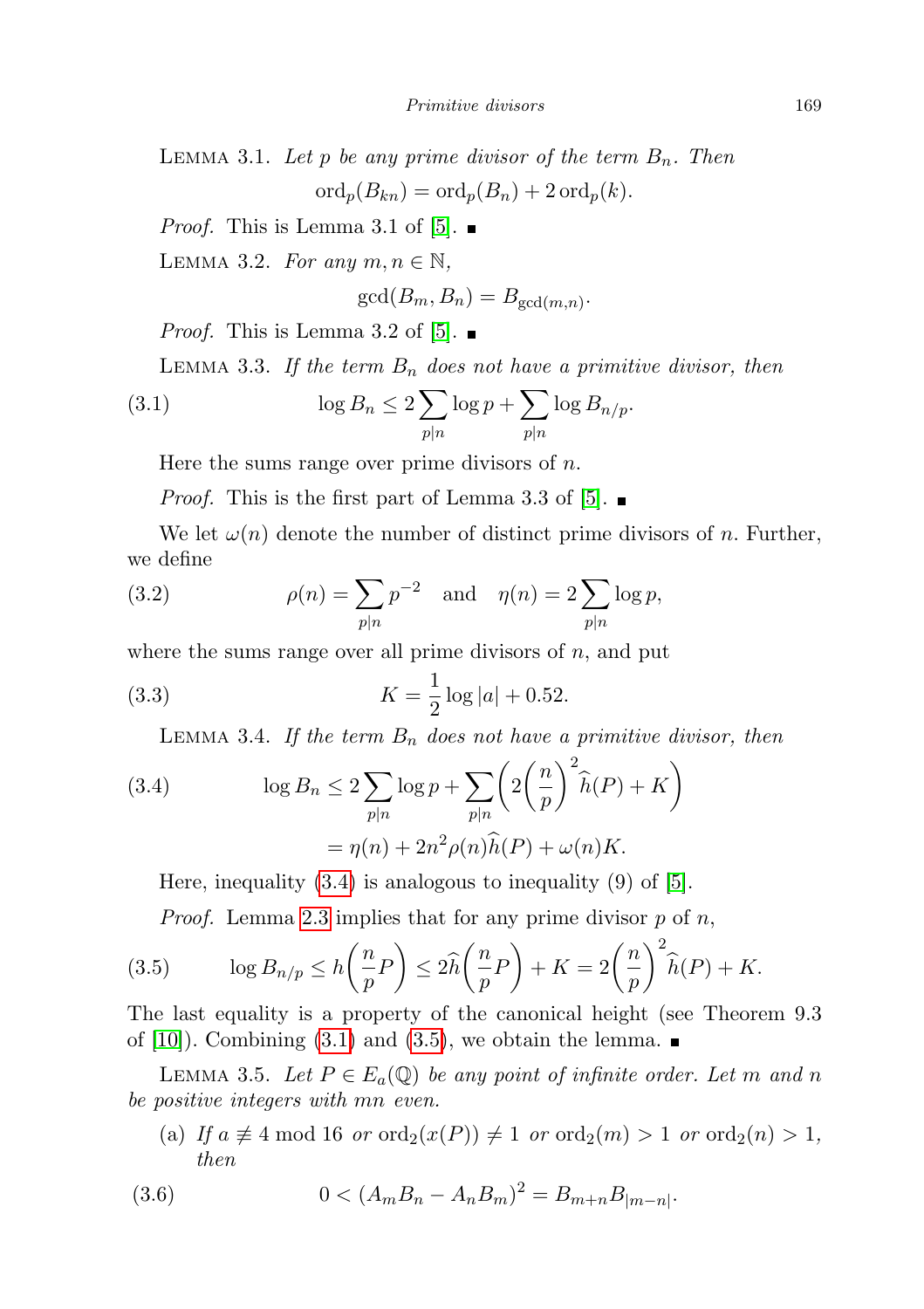Lemma 3.1. *Let $p$ be any prime divisor of the term $B_n$. Then*

$$\operatorname{ord}_p(B_{kn}) = \operatorname{ord}_p(B_n) + 2\operatorname{ord}_p(k).$$

*Proof.* This is Lemma 3.1 of [5]. ∎

Lemma 3.2. *For any $m, n \in \mathbb{N}$,*

$$\gcd(B_m, B_n) = B_{\gcd(m,n)}.$$

*Proof.* This is Lemma 3.2 of [5]. ∎

Lemma 3.3. *If the term $B_n$ does not have a primitive divisor, then*

$$\log B_n \le 2\sum_{p\mid n} \log p + \sum_{p\mid n} \log B_{n/p}. \tag{3.1}$$

Here the sums range over prime divisors of $n$.

*Proof.* This is the first part of Lemma 3.3 of [5]. ∎

We let $\omega(n)$ denote the number of distinct prime divisors of $n$. Further, we define

$$\rho(n) = \sum_{p\mid n} p^{-2} \quad \text{and} \quad \eta(n) = 2\sum_{p\mid n} \log p, \tag{3.2}$$

where the sums range over all prime divisors of $n$, and put

$$K = \frac{1}{2}\log|a| + 0.52. \tag{3.3}$$

Lemma 3.4. *If the term $B_n$ does not have a primitive divisor, then*

$$\begin{aligned} \log B_n &\le 2\sum_{p\mid n} \log p + \sum_{p\mid n}\left(2\left(\frac{n}{p}\right)^2 \widehat{h}(P) + K\right) \\ &= \eta(n) + 2n^2\rho(n)\widehat{h}(P) + \omega(n)K. \end{aligned} \tag{3.4}$$

Here, inequality (3.4) is analogous to inequality (9) of [5].

*Proof.* Lemma 2.3 implies that for any prime divisor $p$ of $n$,

$$\log B_{n/p} \le h\left(\frac{n}{p}P\right) \le 2\widehat{h}\left(\frac{n}{p}P\right) + K = 2\left(\frac{n}{p}\right)^2 \widehat{h}(P) + K. \tag{3.5}$$

The last equality is a property of the canonical height (see Theorem 9.3 of [10]). Combining (3.1) and (3.5), we obtain the lemma. ∎

Lemma 3.5. *Let $P \in E_a(\mathbb{Q})$ be any point of infinite order. Let $m$ and $n$ be positive integers with $mn$ even.*

(a) *If $a \not\equiv 4 \bmod 16$ or $\operatorname{ord}_2(x(P)) \ne 1$ or $\operatorname{ord}_2(m) > 1$ or $\operatorname{ord}_2(n) > 1$, then*

$$0 < (A_m B_n - A_n B_m)^2 = B_{m+n} B_{|m-n|}. \tag{3.6}$$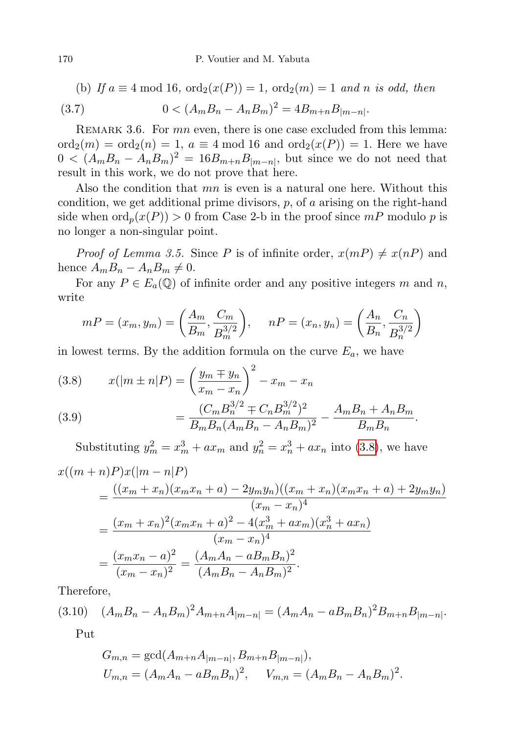(b) *If* $a \equiv 4 \bmod 16$, $\mathrm{ord}_2(x(P)) = 1$, $\mathrm{ord}_2(m) = 1$ *and* $n$ *is odd, then*

$$0 < (A_m B_n - A_n B_m)^2 = 4 B_{m+n} B_{|m-n|}. \tag{3.7}$$

Remark 3.6. For $mn$ even, there is one case excluded from this lemma: $\mathrm{ord}_2(m) = \mathrm{ord}_2(n) = 1$, $a \equiv 4 \bmod 16$ and $\mathrm{ord}_2(x(P)) = 1$. Here we have $0 < (A_m B_n - A_n B_m)^2 = 16 B_{m+n} B_{|m-n|}$, but since we do not need that result in this work, we do not prove that here.

Also the condition that $mn$ is even is a natural one here. Without this condition, we get additional prime divisors, $p$, of $a$ arising on the right-hand side when $\mathrm{ord}_p(x(P)) > 0$ from Case 2-b in the proof since $mP$ modulo $p$ is no longer a non-singular point.

*Proof of Lemma 3.5.* Since $P$ is of infinite order, $x(mP) \neq x(nP)$ and hence $A_m B_n - A_n B_m \neq 0$.

For any $P \in E_a(\mathbb{Q})$ of infinite order and any positive integers $m$ and $n$, write

$$mP = (x_m, y_m) = \left( \frac{A_m}{B_m}, \frac{C_m}{B_m^{3/2}} \right), \qquad nP = (x_n, y_n) = \left( \frac{A_n}{B_n}, \frac{C_n}{B_n^{3/2}} \right)$$

in lowest terms. By the addition formula on the curve $E_a$, we have

$$x(|m \pm n|P) = \left( \frac{y_m \mp y_n}{x_m - x_n} \right)^2 - x_m - x_n \tag{3.8}$$

$$= \frac{(C_m B_n^{3/2} \mp C_n B_m^{3/2})^2}{B_m B_n (A_m B_n - A_n B_m)^2} - \frac{A_m B_n + A_n B_m}{B_m B_n}. \tag{3.9}$$

Substituting $y_m^2 = x_m^3 + a x_m$ and $y_n^2 = x_n^3 + a x_n$ into (3.8), we have

$$\begin{aligned}
x((m+n)P)x(|m-n|P) &= \frac{((x_m + x_n)(x_m x_n + a) - 2 y_m y_n)((x_m + x_n)(x_m x_n + a) + 2 y_m y_n)}{(x_m - x_n)^4} \\
&= \frac{(x_m + x_n)^2 (x_m x_n + a)^2 - 4(x_m^3 + a x_m)(x_n^3 + a x_n)}{(x_m - x_n)^4} \\
&= \frac{(x_m x_n - a)^2}{(x_m - x_n)^2} = \frac{(A_m A_n - a B_m B_n)^2}{(A_m B_n - A_n B_m)^2}.
\end{aligned}$$

Therefore,

$$(A_m B_n - A_n B_m)^2 A_{m+n} A_{|m-n|} = (A_m A_n - a B_m B_n)^2 B_{m+n} B_{|m-n|}. \tag{3.10}$$

Put

$$G_{m,n} = \gcd(A_{m+n} A_{|m-n|}, B_{m+n} B_{|m-n|}),$$
$$U_{m,n} = (A_m A_n - a B_m B_n)^2, \qquad V_{m,n} = (A_m B_n - A_n B_m)^2.$$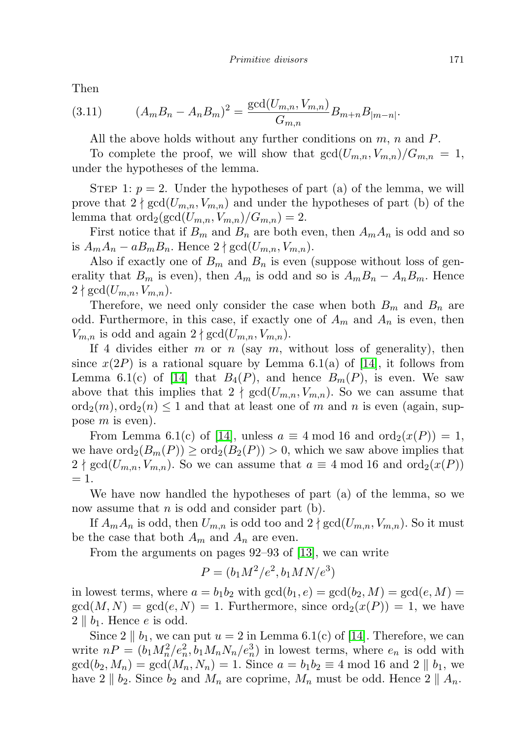Then

$$(3.11) \qquad (A_m B_n - A_n B_m)^2 = \frac{\gcd(U_{m,n}, V_{m,n})}{G_{m,n}} B_{m+n} B_{|m-n|}.$$

All the above holds without any further conditions on $m$, $n$ and $P$.

To complete the proof, we will show that $\gcd(U_{m,n}, V_{m,n})/G_{m,n} = 1$, under the hypotheses of the lemma.

Step 1: $p = 2$. Under the hypotheses of part (a) of the lemma, we will prove that $2 \nmid \gcd(U_{m,n}, V_{m,n})$ and under the hypotheses of part (b) of the lemma that $\mathrm{ord}_2(\gcd(U_{m,n}, V_{m,n})/G_{m,n}) = 2$.

First notice that if $B_m$ and $B_n$ are both even, then $A_m A_n$ is odd and so is $A_m A_n - a B_m B_n$. Hence $2 \nmid \gcd(U_{m,n}, V_{m,n})$.

Also if exactly one of $B_m$ and $B_n$ is even (suppose without loss of generality that $B_m$ is even), then $A_m$ is odd and so is $A_m B_n - A_n B_m$. Hence $2 \nmid \gcd(U_{m,n}, V_{m,n})$.

Therefore, we need only consider the case when both $B_m$ and $B_n$ are odd. Furthermore, in this case, if exactly one of $A_m$ and $A_n$ is even, then $V_{m,n}$ is odd and again $2 \nmid \gcd(U_{m,n}, V_{m,n})$.

If 4 divides either $m$ or $n$ (say $m$, without loss of generality), then since $x(2P)$ is a rational square by Lemma 6.1(a) of [14], it follows from Lemma 6.1(c) of [14] that $B_4(P)$, and hence $B_m(P)$, is even. We saw above that this implies that $2 \nmid \gcd(U_{m,n}, V_{m,n})$. So we can assume that $\mathrm{ord}_2(m), \mathrm{ord}_2(n) \le 1$ and that at least one of $m$ and $n$ is even (again, suppose $m$ is even).

From Lemma 6.1(c) of [14], unless $a \equiv 4 \bmod 16$ and $\mathrm{ord}_2(x(P)) = 1$, we have $\mathrm{ord}_2(B_m(P)) \ge \mathrm{ord}_2(B_2(P)) > 0$, which we saw above implies that $2 \nmid \gcd(U_{m,n}, V_{m,n})$. So we can assume that $a \equiv 4 \bmod 16$ and $\mathrm{ord}_2(x(P)) = 1$.

We have now handled the hypotheses of part (a) of the lemma, so we now assume that $n$ is odd and consider part (b).

If $A_m A_n$ is odd, then $U_{m,n}$ is odd too and $2 \nmid \gcd(U_{m,n}, V_{m,n})$. So it must be the case that both $A_m$ and $A_n$ are even.

From the arguments on pages 92–93 of [13], we can write

$$P = (b_1 M^2/e^2, b_1 MN/e^3)$$

in lowest terms, where $a = b_1 b_2$ with $\gcd(b_1, e) = \gcd(b_2, M) = \gcd(e, M) = \gcd(M, N) = \gcd(e, N) = 1$. Furthermore, since $\mathrm{ord}_2(x(P)) = 1$, we have $2 \parallel b_1$. Hence $e$ is odd.

Since $2 \parallel b_1$, we can put $u = 2$ in Lemma 6.1(c) of [14]. Therefore, we can write $nP = (b_1 M_n^2/e_n^2, b_1 M_n N_n/e_n^3)$ in lowest terms, where $e_n$ is odd with $\gcd(b_2, M_n) = \gcd(M_n, N_n) = 1$. Since $a = b_1 b_2 \equiv 4 \bmod 16$ and $2 \parallel b_1$, we have $2 \parallel b_2$. Since $b_2$ and $M_n$ are coprime, $M_n$ must be odd. Hence $2 \parallel A_n$.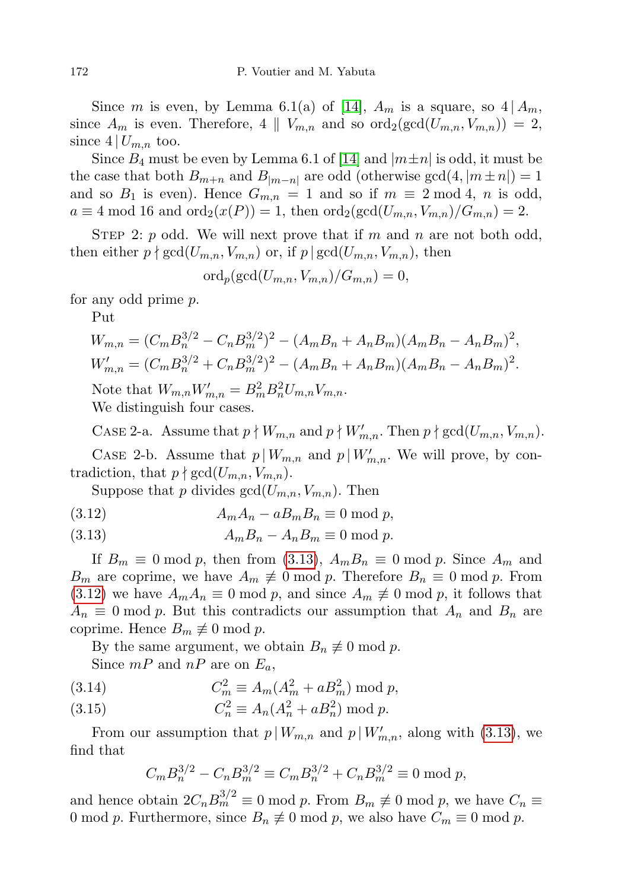Since $m$ is even, by Lemma 6.1(a) of [14], $A_m$ is a square, so $4 \mid A_m$, since $A_m$ is even. Therefore, $4 \parallel V_{m,n}$ and so $\mathrm{ord}_2(\gcd(U_{m,n}, V_{m,n})) = 2$, since $4 \mid U_{m,n}$ too.

Since $B_4$ must be even by Lemma 6.1 of [14] and $|m \pm n|$ is odd, it must be the case that both $B_{m+n}$ and $B_{|m-n|}$ are odd (otherwise $\gcd(4, |m \pm n|) = 1$ and so $B_1$ is even). Hence $G_{m,n} = 1$ and so if $m \equiv 2 \bmod 4$, $n$ is odd, $a \equiv 4 \bmod 16$ and $\mathrm{ord}_2(x(P)) = 1$, then $\mathrm{ord}_2(\gcd(U_{m,n}, V_{m,n})/G_{m,n}) = 2$.

Step 2: $p$ odd. We will next prove that if $m$ and $n$ are not both odd, then either $p \nmid \gcd(U_{m,n}, V_{m,n})$ or, if $p \mid \gcd(U_{m,n}, V_{m,n})$, then

$$\mathrm{ord}_p(\gcd(U_{m,n}, V_{m,n})/G_{m,n}) = 0,$$

for any odd prime $p$.

Put

$$W_{m,n} = (C_m B_n^{3/2} - C_n B_m^{3/2})^2 - (A_m B_n + A_n B_m)(A_m B_n - A_n B_m)^2,$$
$$W'_{m,n} = (C_m B_n^{3/2} + C_n B_m^{3/2})^2 - (A_m B_n + A_n B_m)(A_m B_n - A_n B_m)^2.$$

Note that $W_{m,n} W'_{m,n} = B_m^2 B_n^2 U_{m,n} V_{m,n}$.

We distinguish four cases.

Case 2-a. Assume that $p \nmid W_{m,n}$ and $p \nmid W'_{m,n}$. Then $p \nmid \gcd(U_{m,n}, V_{m,n})$.

Case 2-b. Assume that $p \mid W_{m,n}$ and $p \mid W'_{m,n}$. We will prove, by contradiction, that $p \nmid \gcd(U_{m,n}, V_{m,n})$.

Suppose that $p$ divides $\gcd(U_{m,n}, V_{m,n})$. Then

$$A_m A_n - a B_m B_n \equiv 0 \bmod p, \tag{3.12}$$
$$A_m B_n - A_n B_m \equiv 0 \bmod p. \tag{3.13}$$

If $B_m \equiv 0 \bmod p$, then from (3.13), $A_m B_n \equiv 0 \bmod p$. Since $A_m$ and $B_m$ are coprime, we have $A_m \not\equiv 0 \bmod p$. Therefore $B_n \equiv 0 \bmod p$. From (3.12) we have $A_m A_n \equiv 0 \bmod p$, and since $A_m \not\equiv 0 \bmod p$, it follows that $A_n \equiv 0 \bmod p$. But this contradicts our assumption that $A_n$ and $B_n$ are coprime. Hence $B_m \not\equiv 0 \bmod p$.

By the same argument, we obtain $B_n \not\equiv 0 \bmod p$.

Since $mP$ and $nP$ are on $E_a$,

$$C_m^2 \equiv A_m (A_m^2 + a B_m^2) \bmod p, \tag{3.14}$$
$$C_n^2 \equiv A_n (A_n^2 + a B_n^2) \bmod p. \tag{3.15}$$

From our assumption that $p \mid W_{m,n}$ and $p \mid W'_{m,n}$, along with (3.13), we find that

$$C_m B_n^{3/2} - C_n B_m^{3/2} \equiv C_m B_n^{3/2} + C_n B_m^{3/2} \equiv 0 \bmod p,$$

and hence obtain $2 C_n B_m^{3/2} \equiv 0 \bmod p$. From $B_m \not\equiv 0 \bmod p$, we have $C_n \equiv 0 \bmod p$. Furthermore, since $B_n \not\equiv 0 \bmod p$, we also have $C_m \equiv 0 \bmod p$.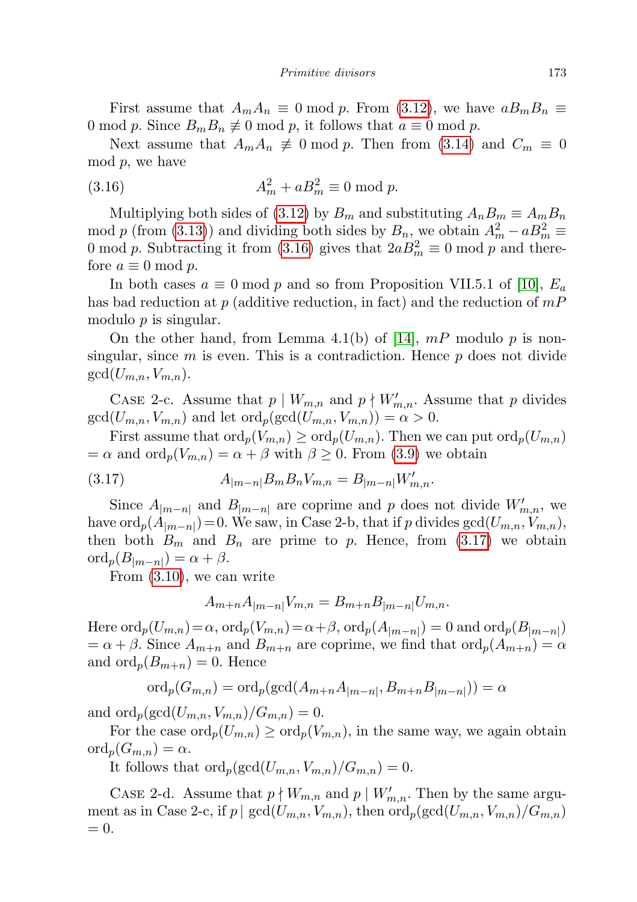First assume that $A_mA_n \equiv 0 \bmod p$. From (3.12), we have $aB_mB_n \equiv 0 \bmod p$. Since $B_mB_n \not\equiv 0 \bmod p$, it follows that $a \equiv 0 \bmod p$.

Next assume that $A_mA_n \not\equiv 0 \bmod p$. Then from (3.14) and $C_m \equiv 0 \bmod p$, we have

$$A_m^2 + aB_m^2 \equiv 0 \bmod p. \tag{3.16}$$

Multiplying both sides of (3.12) by $B_m$ and substituting $A_nB_m \equiv A_mB_n \bmod p$ (from (3.13)) and dividing both sides by $B_n$, we obtain $A_m^2 - aB_m^2 \equiv 0 \bmod p$. Subtracting it from (3.16) gives that $2aB_m^2 \equiv 0 \bmod p$ and therefore $a \equiv 0 \bmod p$.

In both cases $a \equiv 0 \bmod p$ and so from Proposition VII.5.1 of [10], $E_a$ has bad reduction at $p$ (additive reduction, in fact) and the reduction of $mP$ modulo $p$ is singular.

On the other hand, from Lemma 4.1(b) of [14], $mP$ modulo $p$ is nonsingular, since $m$ is even. This is a contradiction. Hence $p$ does not divide $\gcd(U_{m,n}, V_{m,n})$.

Case 2-c. Assume that $p \mid W_{m,n}$ and $p \nmid W'_{m,n}$. Assume that $p$ divides $\gcd(U_{m,n}, V_{m,n})$ and let $\mathrm{ord}_p(\gcd(U_{m,n}, V_{m,n})) = \alpha > 0$.

First assume that $\mathrm{ord}_p(V_{m,n}) \geq \mathrm{ord}_p(U_{m,n})$. Then we can put $\mathrm{ord}_p(U_{m,n}) = \alpha$ and $\mathrm{ord}_p(V_{m,n}) = \alpha + \beta$ with $\beta \geq 0$. From (3.9) we obtain

$$A_{|m-n|}B_mB_nV_{m,n} = B_{|m-n|}W'_{m,n}. \tag{3.17}$$

Since $A_{|m-n|}$ and $B_{|m-n|}$ are coprime and $p$ does not divide $W'_{m,n}$, we have $\mathrm{ord}_p(A_{|m-n|}) = 0$. We saw, in Case 2-b, that if $p$ divides $\gcd(U_{m,n}, V_{m,n})$, then both $B_m$ and $B_n$ are prime to $p$. Hence, from (3.17) we obtain $\mathrm{ord}_p(B_{|m-n|}) = \alpha + \beta$.

From (3.10), we can write

$$A_{m+n}A_{|m-n|}V_{m,n} = B_{m+n}B_{|m-n|}U_{m,n}.$$

Here $\mathrm{ord}_p(U_{m,n}) = \alpha$, $\mathrm{ord}_p(V_{m,n}) = \alpha+\beta$, $\mathrm{ord}_p(A_{|m-n|}) = 0$ and $\mathrm{ord}_p(B_{|m-n|}) = \alpha + \beta$. Since $A_{m+n}$ and $B_{m+n}$ are coprime, we find that $\mathrm{ord}_p(A_{m+n}) = \alpha$ and $\mathrm{ord}_p(B_{m+n}) = 0$. Hence

$$\mathrm{ord}_p(G_{m,n}) = \mathrm{ord}_p(\gcd(A_{m+n}A_{|m-n|}, B_{m+n}B_{|m-n|})) = \alpha$$

and $\mathrm{ord}_p(\gcd(U_{m,n}, V_{m,n})/G_{m,n}) = 0$.

For the case $\mathrm{ord}_p(U_{m,n}) \geq \mathrm{ord}_p(V_{m,n})$, in the same way, we again obtain $\mathrm{ord}_p(G_{m,n}) = \alpha$.

It follows that $\mathrm{ord}_p(\gcd(U_{m,n}, V_{m,n})/G_{m,n}) = 0$.

Case 2-d. Assume that $p \nmid W_{m,n}$ and $p \mid W'_{m,n}$. Then by the same argument as in Case 2-c, if $p \mid \gcd(U_{m,n}, V_{m,n})$, then $\mathrm{ord}_p(\gcd(U_{m,n}, V_{m,n})/G_{m,n}) = 0$.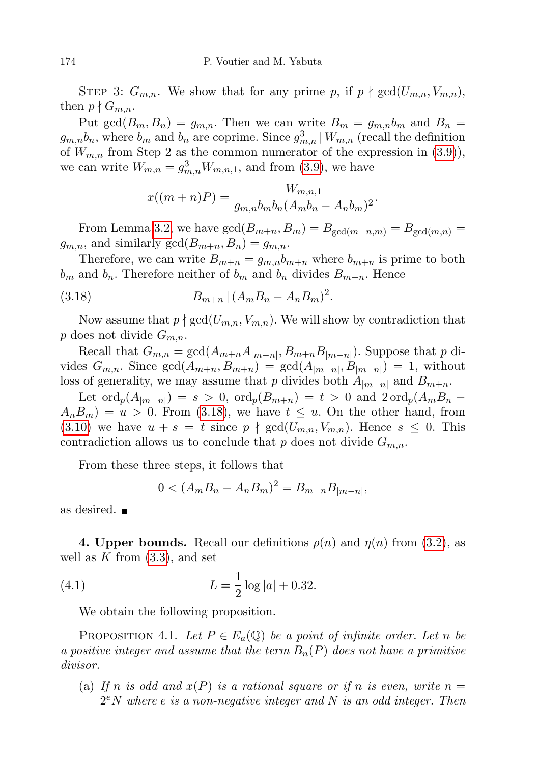Step 3: $G_{m,n}$. We show that for any prime $p$, if $p \nmid \gcd(U_{m,n}, V_{m,n})$, then $p \nmid G_{m,n}$.

Put $\gcd(B_m, B_n) = g_{m,n}$. Then we can write $B_m = g_{m,n} b_m$ and $B_n = g_{m,n} b_n$, where $b_m$ and $b_n$ are coprime. Since $g_{m,n}^3 \mid W_{m,n}$ (recall the definition of $W_{m,n}$ from Step 2 as the common numerator of the expression in (3.9)), we can write $W_{m,n} = g_{m,n}^3 W_{m,n,1}$, and from (3.9), we have

$$x((m+n)P) = \frac{W_{m,n,1}}{g_{m,n} b_m b_n (A_m b_n - A_n b_m)^2}.$$

From Lemma 3.2, we have $\gcd(B_{m+n}, B_m) = B_{\gcd(m+n,m)} = B_{\gcd(m,n)} = g_{m,n}$, and similarly $\gcd(B_{m+n}, B_n) = g_{m,n}$.

Therefore, we can write $B_{m+n} = g_{m,n} b_{m+n}$ where $b_{m+n}$ is prime to both $b_m$ and $b_n$. Therefore neither of $b_m$ and $b_n$ divides $B_{m+n}$. Hence

$$B_{m+n} \mid (A_m B_n - A_n B_m)^2. \tag{3.18}$$

Now assume that $p \nmid \gcd(U_{m,n}, V_{m,n})$. We will show by contradiction that $p$ does not divide $G_{m,n}$.

Recall that $G_{m,n} = \gcd(A_{m+n} A_{|m-n|}, B_{m+n} B_{|m-n|})$. Suppose that $p$ divides $G_{m,n}$. Since $\gcd(A_{m+n}, B_{m+n}) = \gcd(A_{|m-n|}, B_{|m-n|}) = 1$, without loss of generality, we may assume that $p$ divides both $A_{|m-n|}$ and $B_{m+n}$.

Let $\mathrm{ord}_p(A_{|m-n|}) = s > 0$, $\mathrm{ord}_p(B_{m+n}) = t > 0$ and $2\,\mathrm{ord}_p(A_m B_n - A_n B_m) = u > 0$. From (3.18), we have $t \le u$. On the other hand, from (3.10) we have $u + s = t$ since $p \nmid \gcd(U_{m,n}, V_{m,n})$. Hence $s \le 0$. This contradiction allows us to conclude that $p$ does not divide $G_{m,n}$.

From these three steps, it follows that

$$0 < (A_m B_n - A_n B_m)^2 = B_{m+n} B_{|m-n|},$$

as desired. ∎

## 4. Upper bounds.

Recall our definitions $\rho(n)$ and $\eta(n)$ from (3.2), as well as $K$ from (3.3), and set

$$L = \frac{1}{2} \log |a| + 0.32. \tag{4.1}$$

We obtain the following proposition.

Proposition 4.1. *Let $P \in E_a(\mathbb{Q})$ be a point of infinite order. Let $n$ be a positive integer and assume that the term $B_n(P)$ does not have a primitive divisor.*

(a) *If $n$ is odd and $x(P)$ is a rational square or if $n$ is even, write $n = 2^e N$ where $e$ is a non-negative integer and $N$ is an odd integer. Then*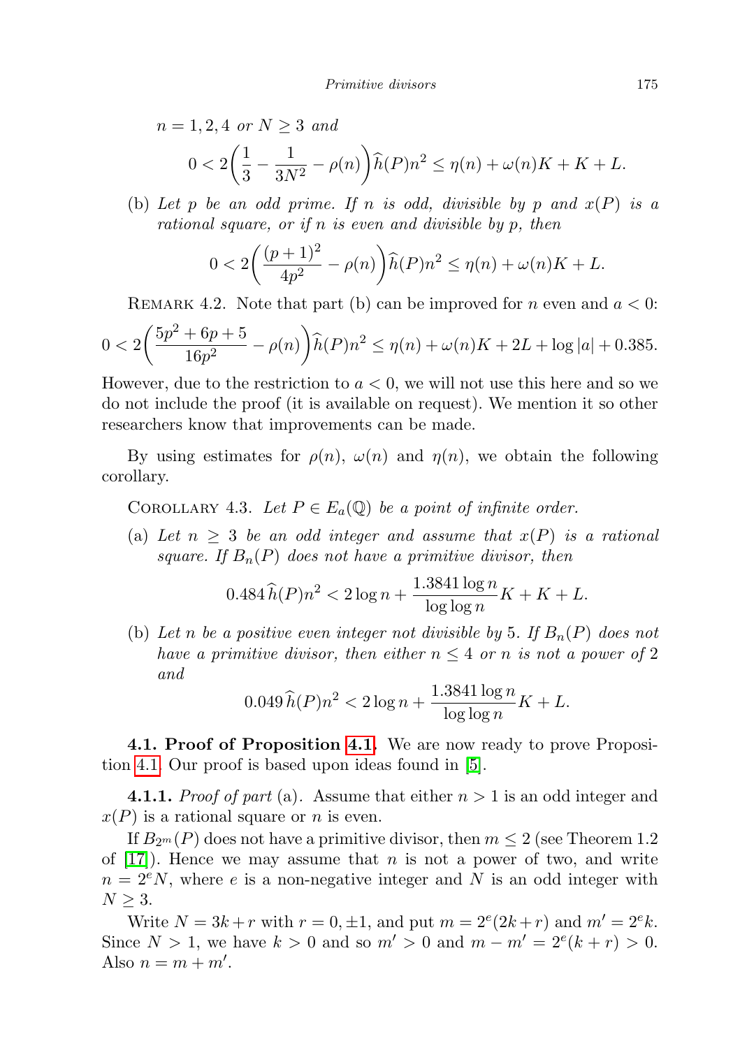$n = 1, 2, 4$ *or* $N \geq 3$ *and*

$$0 < 2\left(\frac{1}{3} - \frac{1}{3N^2} - \rho(n)\right)\widehat{h}(P)n^2 \leq \eta(n) + \omega(n)K + K + L.$$

(b) *Let $p$ be an odd prime. If $n$ is odd, divisible by $p$ and $x(P)$ is a rational square, or if $n$ is even and divisible by $p$, then*

$$0 < 2\left(\frac{(p+1)^2}{4p^2} - \rho(n)\right)\widehat{h}(P)n^2 \leq \eta(n) + \omega(n)K + L.$$

Remark 4.2. Note that part (b) can be improved for $n$ even and $a < 0$:

$$0 < 2\left(\frac{5p^2 + 6p + 5}{16p^2} - \rho(n)\right)\widehat{h}(P)n^2 \leq \eta(n) + \omega(n)K + 2L + \log|a| + 0.385.$$

However, due to the restriction to $a < 0$, we will not use this here and so we do not include the proof (it is available on request). We mention it so other researchers know that improvements can be made.

By using estimates for $\rho(n)$, $\omega(n)$ and $\eta(n)$, we obtain the following corollary.

Corollary 4.3. *Let $P \in E_a(\mathbb{Q})$ be a point of infinite order.*

(a) *Let $n \geq 3$ be an odd integer and assume that $x(P)$ is a rational square. If $B_n(P)$ does not have a primitive divisor, then*

$$0.484\,\widehat{h}(P)n^2 < 2\log n + \frac{1.3841\log n}{\log\log n}K + K + L.$$

(b) *Let $n$ be a positive even integer not divisible by 5. If $B_n(P)$ does not have a primitive divisor, then either $n \leq 4$ or $n$ is not a power of 2 and*

$$0.049\,\widehat{h}(P)n^2 < 2\log n + \frac{1.3841\log n}{\log\log n}K + L.$$

**4.1. Proof of Proposition 4.1.** We are now ready to prove Proposition 4.1. Our proof is based upon ideas found in [5].

**4.1.1.** *Proof of part* (a). Assume that either $n > 1$ is an odd integer and $x(P)$ is a rational square or $n$ is even.

If $B_{2^m}(P)$ does not have a primitive divisor, then $m \leq 2$ (see Theorem 1.2 of [17]). Hence we may assume that $n$ is not a power of two, and write $n = 2^e N$, where $e$ is a non-negative integer and $N$ is an odd integer with $N \geq 3$.

Write $N = 3k + r$ with $r = 0, \pm 1$, and put $m = 2^e(2k + r)$ and $m' = 2^e k$. Since $N > 1$, we have $k > 0$ and so $m' > 0$ and $m - m' = 2^e(k + r) > 0$. Also $n = m + m'$.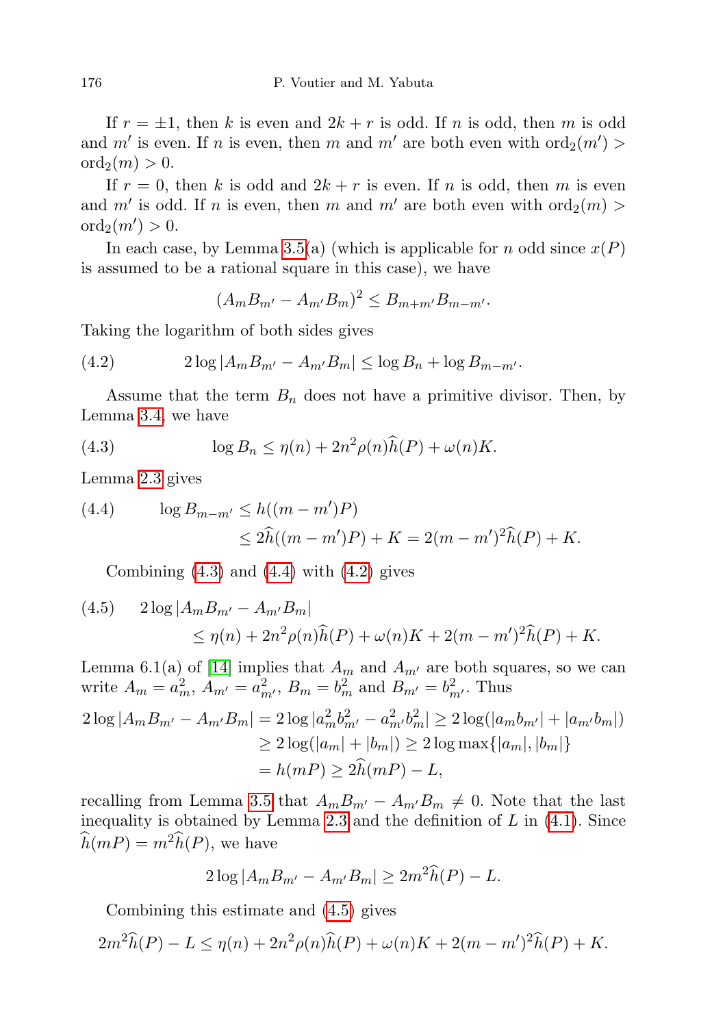If $r = \pm 1$, then $k$ is even and $2k + r$ is odd. If $n$ is odd, then $m$ is odd and $m'$ is even. If $n$ is even, then $m$ and $m'$ are both even with $\mathrm{ord}_2(m') > \mathrm{ord}_2(m) > 0$.

If $r = 0$, then $k$ is odd and $2k + r$ is even. If $n$ is odd, then $m$ is even and $m'$ is odd. If $n$ is even, then $m$ and $m'$ are both even with $\mathrm{ord}_2(m) > \mathrm{ord}_2(m') > 0$.

In each case, by Lemma 3.5(a) (which is applicable for $n$ odd since $x(P)$ is assumed to be a rational square in this case), we have

$$(A_m B_{m'} - A_{m'} B_m)^2 \le B_{m+m'} B_{m-m'}.$$

Taking the logarithm of both sides gives

$$2 \log |A_m B_{m'} - A_{m'} B_m| \le \log B_n + \log B_{m-m'}. \tag{4.2}$$

Assume that the term $B_n$ does not have a primitive divisor. Then, by Lemma 3.4, we have

$$\log B_n \le \eta(n) + 2n^2 \rho(n) \widehat{h}(P) + \omega(n) K. \tag{4.3}$$

Lemma 2.3 gives

$$\begin{aligned} \log B_{m-m'} &\le h((m-m')P) \\ &\le 2\widehat{h}((m-m')P) + K = 2(m-m')^2 \widehat{h}(P) + K. \end{aligned} \tag{4.4}$$

Combining (4.3) and (4.4) with (4.2) gives

$$\begin{aligned} &2 \log |A_m B_{m'} - A_{m'} B_m| \\ &\qquad \le \eta(n) + 2n^2 \rho(n) \widehat{h}(P) + \omega(n) K + 2(m-m')^2 \widehat{h}(P) + K. \end{aligned} \tag{4.5}$$

Lemma 6.1(a) of [14] implies that $A_m$ and $A_{m'}$ are both squares, so we can write $A_m = a_m^2$, $A_{m'} = a_{m'}^2$, $B_m = b_m^2$ and $B_{m'} = b_{m'}^2$. Thus

$$\begin{aligned} 2 \log |A_m B_{m'} - A_{m'} B_m| &= 2 \log |a_m^2 b_{m'}^2 - a_{m'}^2 b_m^2| \ge 2 \log(|a_m b_{m'}| + |a_{m'} b_m|) \\ &\ge 2 \log(|a_m| + |b_m|) \ge 2 \log \max\{|a_m|, |b_m|\} \\ &= h(mP) \ge 2\widehat{h}(mP) - L, \end{aligned}$$

recalling from Lemma 3.5 that $A_m B_{m'} - A_{m'} B_m \ne 0$. Note that the last inequality is obtained by Lemma 2.3 and the definition of $L$ in (4.1). Since $\widehat{h}(mP) = m^2 \widehat{h}(P)$, we have

$$2 \log |A_m B_{m'} - A_{m'} B_m| \ge 2m^2 \widehat{h}(P) - L.$$

Combining this estimate and (4.5) gives

$$2m^2 \widehat{h}(P) - L \le \eta(n) + 2n^2 \rho(n) \widehat{h}(P) + \omega(n) K + 2(m-m')^2 \widehat{h}(P) + K.$$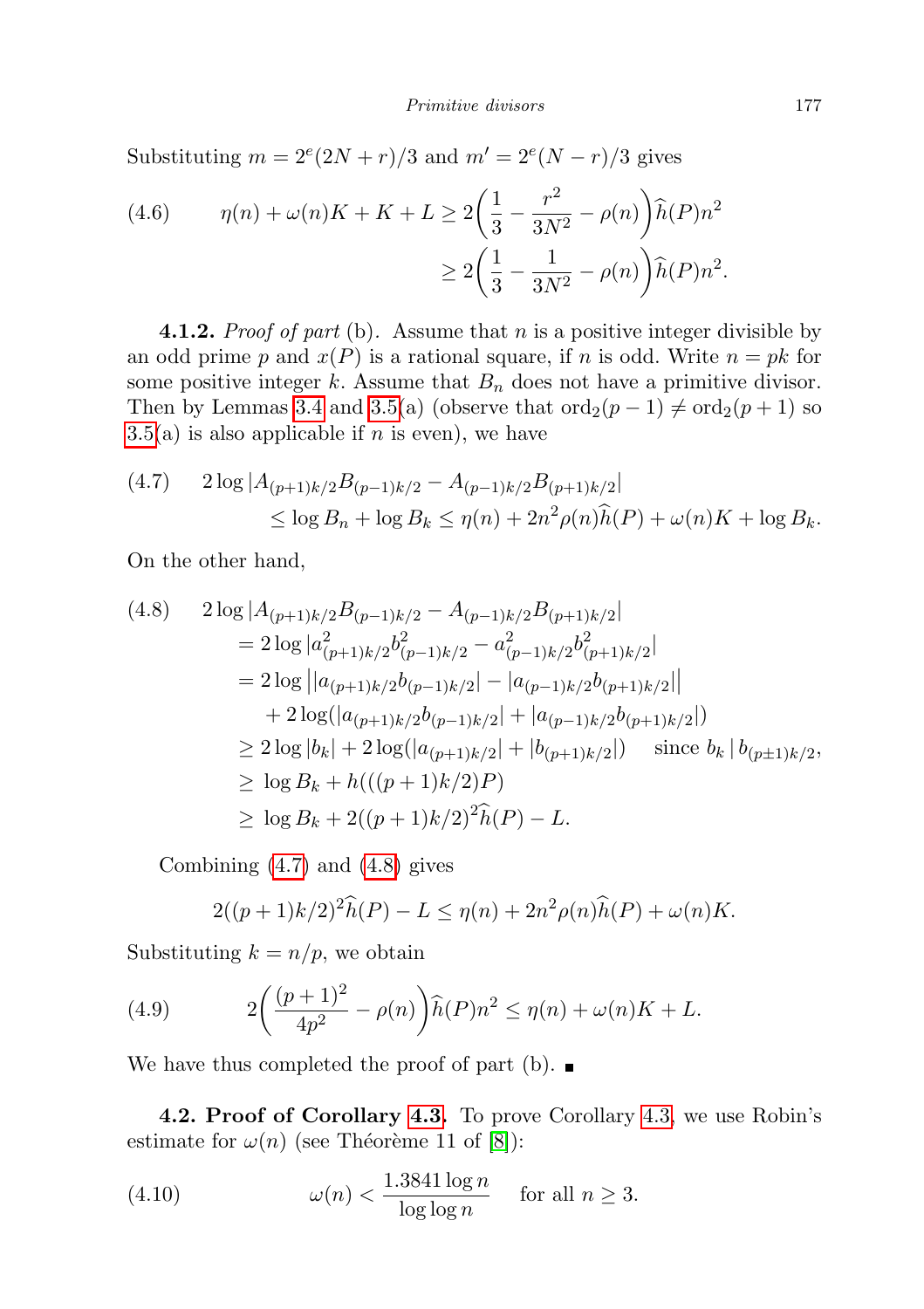Substituting $m = 2^e(2N+r)/3$ and $m' = 2^e(N-r)/3$ gives

$$
\begin{aligned}
(4.6) \qquad \eta(n) + \omega(n)K + K + L &\geq 2\biggl(\frac{1}{3} - \frac{r^2}{3N^2} - \rho(n)\biggr)\widehat{h}(P)n^2 \\
&\geq 2\biggl(\frac{1}{3} - \frac{1}{3N^2} - \rho(n)\biggr)\widehat{h}(P)n^2.
\end{aligned}
$$

**4.1.2.** *Proof of part* (b). Assume that $n$ is a positive integer divisible by an odd prime $p$ and $x(P)$ is a rational square, if $n$ is odd. Write $n = pk$ for some positive integer $k$. Assume that $B_n$ does not have a primitive divisor. Then by Lemmas 3.4 and 3.5(a) (observe that $\mathrm{ord}_2(p-1) \neq \mathrm{ord}_2(p+1)$ so 3.5(a) is also applicable if $n$ is even), we have

$$
\begin{aligned}
(4.7) \qquad & 2\log|A_{(p+1)k/2}B_{(p-1)k/2} - A_{(p-1)k/2}B_{(p+1)k/2}| \\
&\qquad \leq \log B_n + \log B_k \leq \eta(n) + 2n^2\rho(n)\widehat{h}(P) + \omega(n)K + \log B_k.
\end{aligned}
$$

On the other hand,

$$
\begin{aligned}
(4.8) \qquad & 2\log|A_{(p+1)k/2}B_{(p-1)k/2} - A_{(p-1)k/2}B_{(p+1)k/2}| \\
&= 2\log|a^2_{(p+1)k/2}b^2_{(p-1)k/2} - a^2_{(p-1)k/2}b^2_{(p+1)k/2}| \\
&= 2\log\bigl||a_{(p+1)k/2}b_{(p-1)k/2}| - |a_{(p-1)k/2}b_{(p+1)k/2}|\bigr| \\
&\quad + 2\log(|a_{(p+1)k/2}b_{(p-1)k/2}| + |a_{(p-1)k/2}b_{(p+1)k/2}|) \\
&\geq 2\log|b_k| + 2\log(|a_{(p+1)k/2}| + |b_{(p+1)k/2}|) \qquad \text{since } b_k \mid b_{(p\pm1)k/2}, \\
&\geq \log B_k + h(((p+1)k/2)P) \\
&\geq \log B_k + 2((p+1)k/2)^2\widehat{h}(P) - L.
\end{aligned}
$$

Combining (4.7) and (4.8) gives

$$
2((p+1)k/2)^2\widehat{h}(P) - L \leq \eta(n) + 2n^2\rho(n)\widehat{h}(P) + \omega(n)K.
$$

Substituting $k = n/p$, we obtain

$$
(4.9) \qquad 2\biggl(\frac{(p+1)^2}{4p^2} - \rho(n)\biggr)\widehat{h}(P)n^2 \leq \eta(n) + \omega(n)K + L.
$$

We have thus completed the proof of part (b). ∎

**4.2. Proof of Corollary 4.3.** To prove Corollary 4.3, we use Robin's estimate for $\omega(n)$ (see Théorème 11 of [8]):

$$
(4.10) \qquad \omega(n) < \frac{1.3841\log n}{\log\log n} \quad \text{for all } n \geq 3.
$$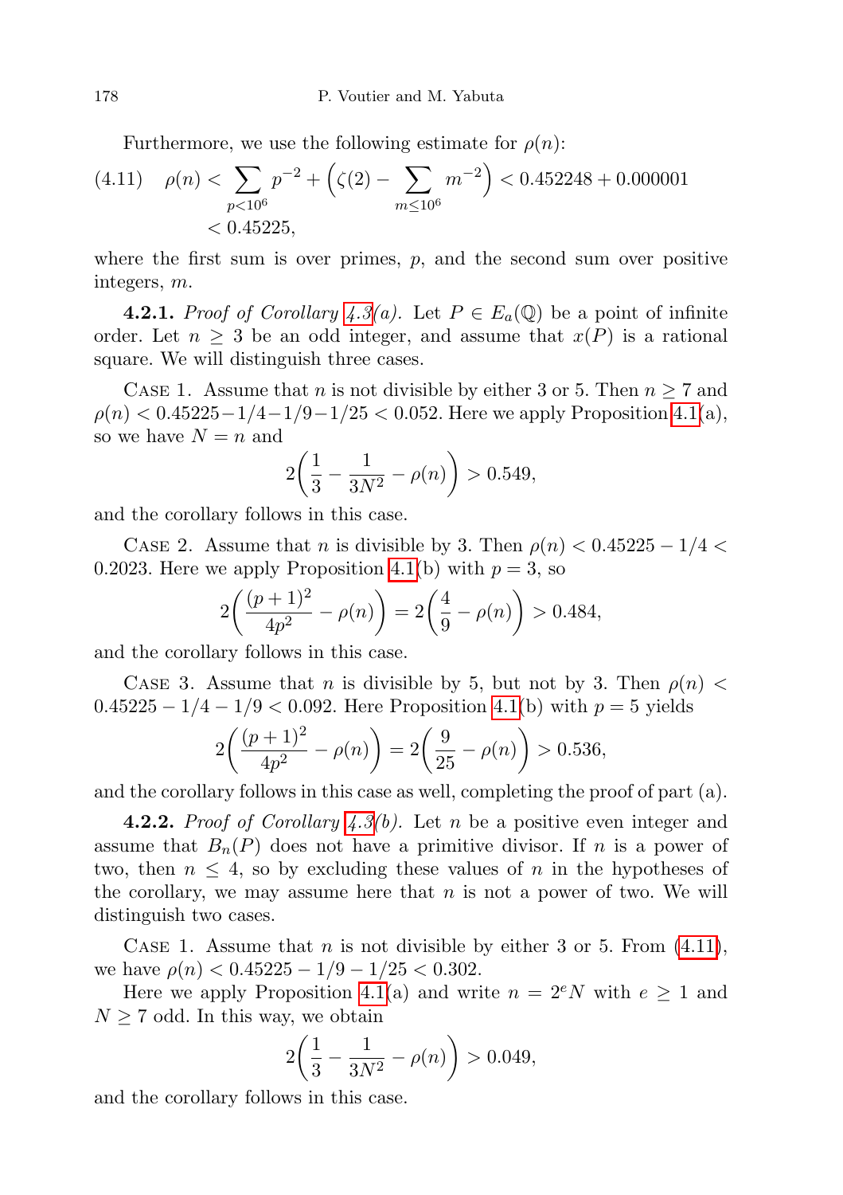Furthermore, we use the following estimate for $\rho(n)$:

$$
(4.11) \quad \rho(n) < \sum_{p<10^6} p^{-2} + \Big(\zeta(2) - \sum_{m \le 10^6} m^{-2}\Big) < 0.452248 + 0.000001 < 0.45225,
$$

where the first sum is over primes, $p$, and the second sum over positive integers, $m$.

**4.2.1.** *Proof of Corollary 4.3(a).* Let $P \in E_a(\mathbb{Q})$ be a point of infinite order. Let $n \ge 3$ be an odd integer, and assume that $x(P)$ is a rational square. We will distinguish three cases.

Case 1. Assume that $n$ is not divisible by either 3 or 5. Then $n \ge 7$ and $\rho(n) < 0.45225 - 1/4 - 1/9 - 1/25 < 0.052$. Here we apply Proposition 4.1(a), so we have $N = n$ and

$$
2\Big(\frac{1}{3} - \frac{1}{3N^2} - \rho(n)\Big) > 0.549,
$$

and the corollary follows in this case.

Case 2. Assume that $n$ is divisible by 3. Then $\rho(n) < 0.45225 - 1/4 < 0.2023$. Here we apply Proposition 4.1(b) with $p = 3$, so

$$
2\Big(\frac{(p+1)^2}{4p^2} - \rho(n)\Big) = 2\Big(\frac{4}{9} - \rho(n)\Big) > 0.484,
$$

and the corollary follows in this case.

Case 3. Assume that $n$ is divisible by 5, but not by 3. Then $\rho(n) < 0.45225 - 1/4 - 1/9 < 0.092$. Here Proposition 4.1(b) with $p = 5$ yields

$$
2\Big(\frac{(p+1)^2}{4p^2} - \rho(n)\Big) = 2\Big(\frac{9}{25} - \rho(n)\Big) > 0.536,
$$

and the corollary follows in this case as well, completing the proof of part (a).

**4.2.2.** *Proof of Corollary 4.3(b).* Let $n$ be a positive even integer and assume that $B_n(P)$ does not have a primitive divisor. If $n$ is a power of two, then $n \le 4$, so by excluding these values of $n$ in the hypotheses of the corollary, we may assume here that $n$ is not a power of two. We will distinguish two cases.

Case 1. Assume that $n$ is not divisible by either 3 or 5. From (4.11), we have $\rho(n) < 0.45225 - 1/9 - 1/25 < 0.302$.

Here we apply Proposition 4.1(a) and write $n = 2^e N$ with $e \ge 1$ and $N \ge 7$ odd. In this way, we obtain

$$
2\Big(\frac{1}{3} - \frac{1}{3N^2} - \rho(n)\Big) > 0.049,
$$

and the corollary follows in this case.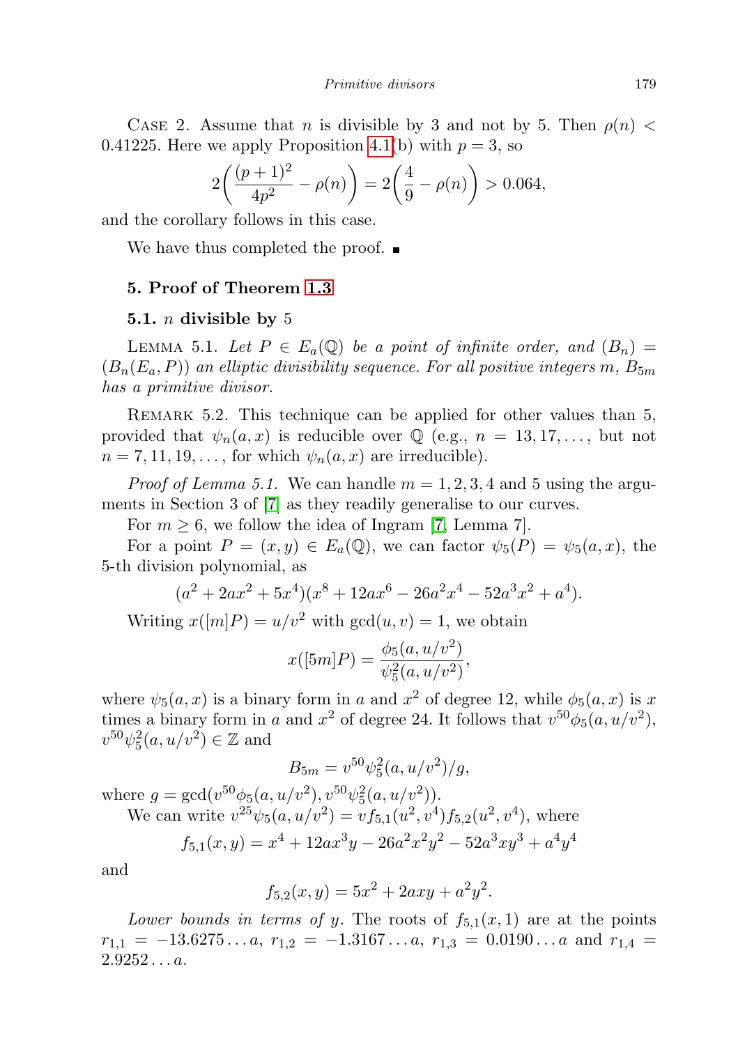Case 2. Assume that $n$ is divisible by 3 and not by 5. Then $\rho(n) < 0.41225$. Here we apply Proposition 4.1(b) with $p = 3$, so

$$2\left(\frac{(p+1)^2}{4p^2} - \rho(n)\right) = 2\left(\frac{4}{9} - \rho(n)\right) > 0.064,$$

and the corollary follows in this case.

We have thus completed the proof. ∎

## 5. Proof of Theorem 1.3

### 5.1. $n$ divisible by 5

Lemma 5.1. *Let $P \in E_a(\mathbb{Q})$ be a point of infinite order, and $(B_n) = (B_n(E_a, P))$ an elliptic divisibility sequence. For all positive integers $m$, $B_{5m}$ has a primitive divisor.*

Remark 5.2. This technique can be applied for other values than 5, provided that $\psi_n(a, x)$ is reducible over $\mathbb{Q}$ (e.g., $n = 13, 17, \dots$, but not $n = 7, 11, 19, \dots$, for which $\psi_n(a, x)$ are irreducible).

*Proof of Lemma 5.1.* We can handle $m = 1, 2, 3, 4$ and 5 using the arguments in Section 3 of [7] as they readily generalise to our curves.

For $m \geq 6$, we follow the idea of Ingram [7, Lemma 7].

For a point $P = (x, y) \in E_a(\mathbb{Q})$, we can factor $\psi_5(P) = \psi_5(a, x)$, the 5-th division polynomial, as

$$(a^2 + 2ax^2 + 5x^4)(x^8 + 12ax^6 - 26a^2x^4 - 52a^3x^2 + a^4).$$

Writing $x([m]P) = u/v^2$ with $\gcd(u, v) = 1$, we obtain

$$x([5m]P) = \frac{\phi_5(a, u/v^2)}{\psi_5^2(a, u/v^2)},$$

where $\psi_5(a, x)$ is a binary form in $a$ and $x^2$ of degree 12, while $\phi_5(a, x)$ is $x$ times a binary form in $a$ and $x^2$ of degree 24. It follows that $v^{50}\phi_5(a, u/v^2)$, $v^{50}\psi_5^2(a, u/v^2) \in \mathbb{Z}$ and

$$B_{5m} = v^{50}\psi_5^2(a, u/v^2)/g,$$

where $g = \gcd(v^{50}\phi_5(a, u/v^2), v^{50}\psi_5^2(a, u/v^2))$.

We can write $v^{25}\psi_5(a, u/v^2) = vf_{5,1}(u^2, v^4)f_{5,2}(u^2, v^4)$, where

$$f_{5,1}(x, y) = x^4 + 12ax^3y - 26a^2x^2y^2 - 52a^3xy^3 + a^4y^4$$

and

$$f_{5,2}(x, y) = 5x^2 + 2axy + a^2y^2.$$

*Lower bounds in terms of $y$.* The roots of $f_{5,1}(x, 1)$ are at the points $r_{1,1} = -13.6275\dots a$, $r_{1,2} = -1.3167\dots a$, $r_{1,3} = 0.0190\dots a$ and $r_{1,4} = 2.9252\dots a$.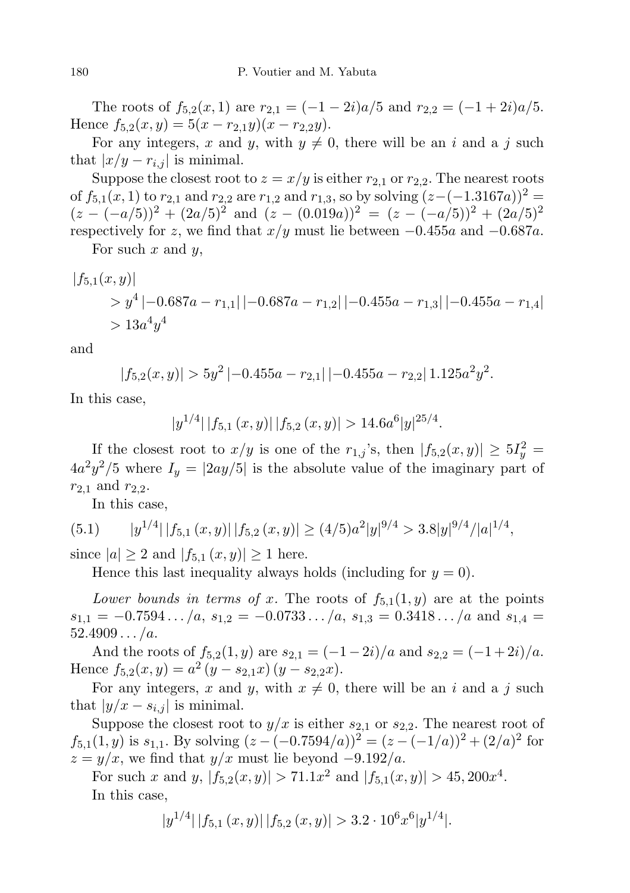The roots of $f_{5,2}(x,1)$ are $r_{2,1} = (-1-2i)a/5$ and $r_{2,2} = (-1+2i)a/5$. Hence $f_{5,2}(x,y) = 5(x - r_{2,1}y)(x - r_{2,2}y)$.

For any integers, $x$ and $y$, with $y \neq 0$, there will be an $i$ and a $j$ such that $|x/y - r_{i,j}|$ is minimal.

Suppose the closest root to $z = x/y$ is either $r_{2,1}$ or $r_{2,2}$. The nearest roots of $f_{5,1}(x,1)$ to $r_{2,1}$ and $r_{2,2}$ are $r_{1,2}$ and $r_{1,3}$, so by solving $(z-(-1.3167a))^2 = (z-(-a/5))^2 + (2a/5)^2$ and $(z-(0.019a))^2 = (z-(-a/5))^2 + (2a/5)^2$ respectively for $z$, we find that $x/y$ must lie between $-0.455a$ and $-0.687a$.

For such $x$ and $y$,

$$
\begin{aligned}
&|f_{5,1}(x,y)| \\
&\quad > y^4 \left|-0.687a - r_{1,1}\right| \left|-0.687a - r_{1,2}\right| \left|-0.455a - r_{1,3}\right| \left|-0.455a - r_{1,4}\right| \\
&\quad > 13a^4y^4
\end{aligned}
$$

and

$$
|f_{5,2}(x,y)| > 5y^2 \left|-0.455a - r_{2,1}\right| \left|-0.455a - r_{2,2}\right| 1.125a^2y^2.
$$

In this case,

$$
|y^{1/4}| \left|f_{5,1}(x,y)\right| \left|f_{5,2}(x,y)\right| > 14.6a^6|y|^{25/4}.
$$

If the closest root to $x/y$ is one of the $r_{1,j}$'s, then $|f_{5,2}(x,y)| \geq 5I_y^2 = 4a^2y^2/5$ where $I_y = |2ay/5|$ is the absolute value of the imaginary part of $r_{2,1}$ and $r_{2,2}$.

In this case,

$$
|y^{1/4}| \left|f_{5,1}(x,y)\right| \left|f_{5,2}(x,y)\right| \geq (4/5)a^2|y|^{9/4} > 3.8|y|^{9/4}/|a|^{1/4}, \tag{5.1}
$$

since $|a| \geq 2$ and $|f_{5,1}(x,y)| \geq 1$ here.

Hence this last inequality always holds (including for $y = 0$).

*Lower bounds in terms of $x$.* The roots of $f_{5,1}(1,y)$ are at the points $s_{1,1} = -0.7594\ldots/a$, $s_{1,2} = -0.0733\ldots/a$, $s_{1,3} = 0.3418\ldots/a$ and $s_{1,4} = 52.4909\ldots/a$.

And the roots of $f_{5,2}(1,y)$ are $s_{2,1} = (-1-2i)/a$ and $s_{2,2} = (-1+2i)/a$. Hence $f_{5,2}(x,y) = a^2\,(y - s_{2,1}x)\,(y - s_{2,2}x)$.

For any integers, $x$ and $y$, with $x \neq 0$, there will be an $i$ and a $j$ such that $|y/x - s_{i,j}|$ is minimal.

Suppose the closest root to $y/x$ is either $s_{2,1}$ or $s_{2,2}$. The nearest root of $f_{5,1}(1,y)$ is $s_{1,1}$. By solving $(z-(-0.7594/a))^2 = (z-(-1/a))^2 + (2/a)^2$ for $z = y/x$, we find that $y/x$ must lie beyond $-9.192/a$.

For such $x$ and $y$, $|f_{5,2}(x,y)| > 71.1x^2$ and $|f_{5,1}(x,y)| > 45{,}200x^4$.

In this case,

$$
|y^{1/4}| \left|f_{5,1}(x,y)\right| \left|f_{5,2}(x,y)\right| > 3.2 \cdot 10^6 x^6 |y^{1/4}|.
$$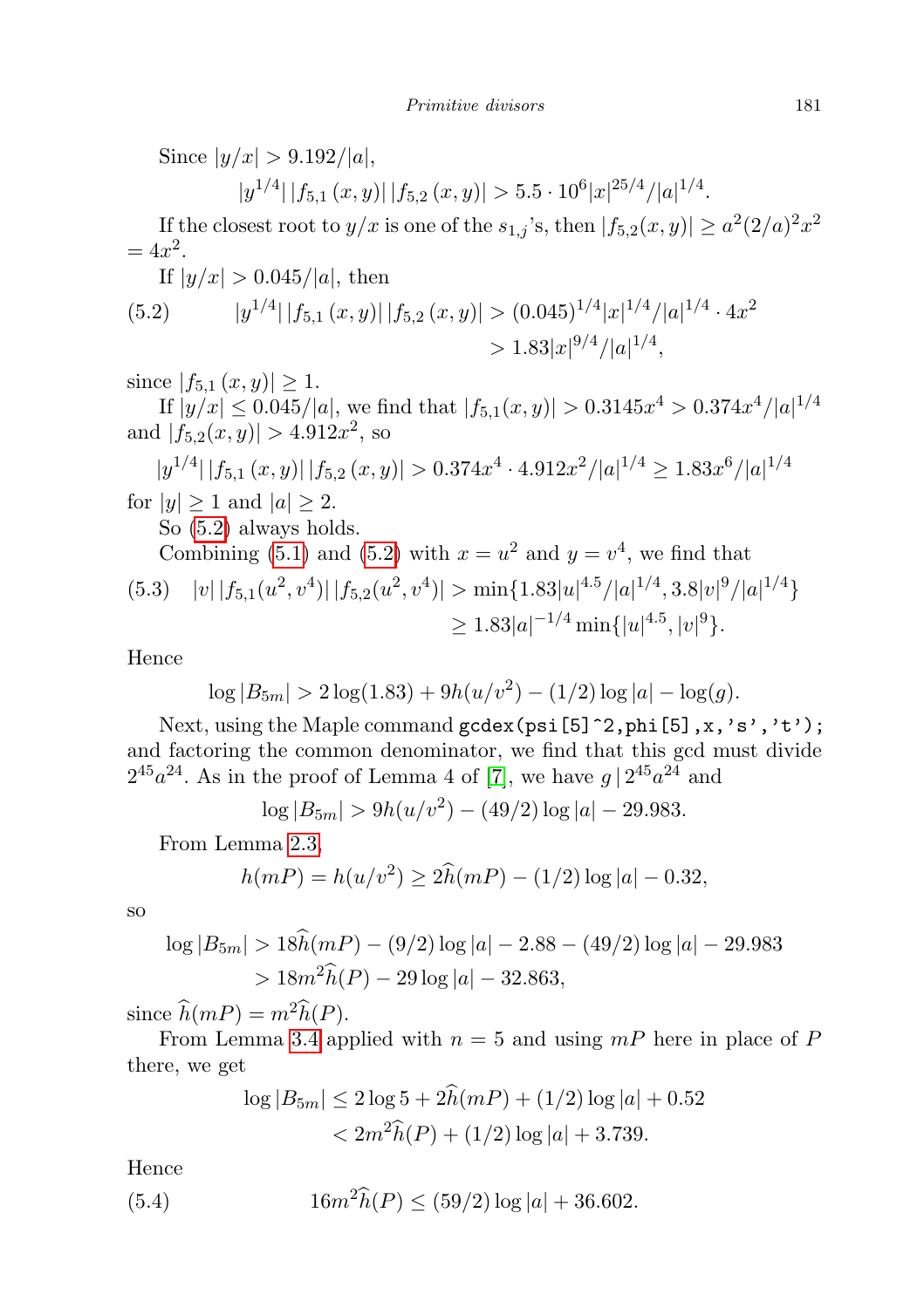Since $|y/x| > 9.192/|a|$,

$$|y^{1/4}|\,|f_{5,1}(x,y)|\,|f_{5,2}(x,y)| > 5.5 \cdot 10^6 |x|^{25/4}/|a|^{1/4}.$$

If the closest root to $y/x$ is one of the $s_{1,j}$'s, then $|f_{5,2}(x,y)| \geq a^2(2/a)^2x^2 = 4x^2$.

If $|y/x| > 0.045/|a|$, then

$$\begin{aligned}|y^{1/4}|\,|f_{5,1}(x,y)|\,|f_{5,2}(x,y)| &> (0.045)^{1/4}|x|^{1/4}/|a|^{1/4} \cdot 4x^2 \\ &> 1.83|x|^{9/4}/|a|^{1/4},\end{aligned} \tag{5.2}$$

since $|f_{5,1}(x,y)| \geq 1$.

If $|y/x| \leq 0.045/|a|$, we find that $|f_{5,1}(x,y)| > 0.3145x^4 > 0.374x^4/|a|^{1/4}$ and $|f_{5,2}(x,y)| > 4.912x^2$, so

$$|y^{1/4}|\,|f_{5,1}(x,y)|\,|f_{5,2}(x,y)| > 0.374x^4 \cdot 4.912x^2/|a|^{1/4} \geq 1.83x^6/|a|^{1/4}$$

for $|y| \geq 1$ and $|a| \geq 2$.

So (5.2) always holds.

Combining (5.1) and (5.2) with $x = u^2$ and $y = v^4$, we find that

$$\begin{aligned}|v|\,|f_{5,1}(u^2,v^4)|\,|f_{5,2}(u^2,v^4)| &> \min\{1.83|u|^{4.5}/|a|^{1/4}, 3.8|v|^9/|a|^{1/4}\} \\ &\geq 1.83|a|^{-1/4}\min\{|u|^{4.5}, |v|^9\}.\end{aligned} \tag{5.3}$$

Hence

$$\log|B_{5m}| > 2\log(1.83) + 9h(u/v^2) - (1/2)\log|a| - \log(g).$$

Next, using the Maple command `gcdex(psi[5]^2,phi[5],x,'s','t');` and factoring the common denominator, we find that this gcd must divide $2^{45}a^{24}$. As in the proof of Lemma 4 of [7], we have $g \mid 2^{45}a^{24}$ and

$$\log|B_{5m}| > 9h(u/v^2) - (49/2)\log|a| - 29.983.$$

From Lemma 2.3,

$$h(mP) = h(u/v^2) \geq 2\widehat{h}(mP) - (1/2)\log|a| - 0.32,$$

so

$$\begin{aligned}\log|B_{5m}| &> 18\widehat{h}(mP) - (9/2)\log|a| - 2.88 - (49/2)\log|a| - 29.983 \\ &> 18m^2\widehat{h}(P) - 29\log|a| - 32.863,\end{aligned}$$

since $\widehat{h}(mP) = m^2\widehat{h}(P)$.

From Lemma 3.4 applied with $n = 5$ and using $mP$ here in place of $P$ there, we get

$$\begin{aligned}\log|B_{5m}| &\leq 2\log 5 + 2\widehat{h}(mP) + (1/2)\log|a| + 0.52 \\ &< 2m^2\widehat{h}(P) + (1/2)\log|a| + 3.739.\end{aligned}$$

Hence

$$16m^2\widehat{h}(P) \leq (59/2)\log|a| + 36.602. \tag{5.4}$$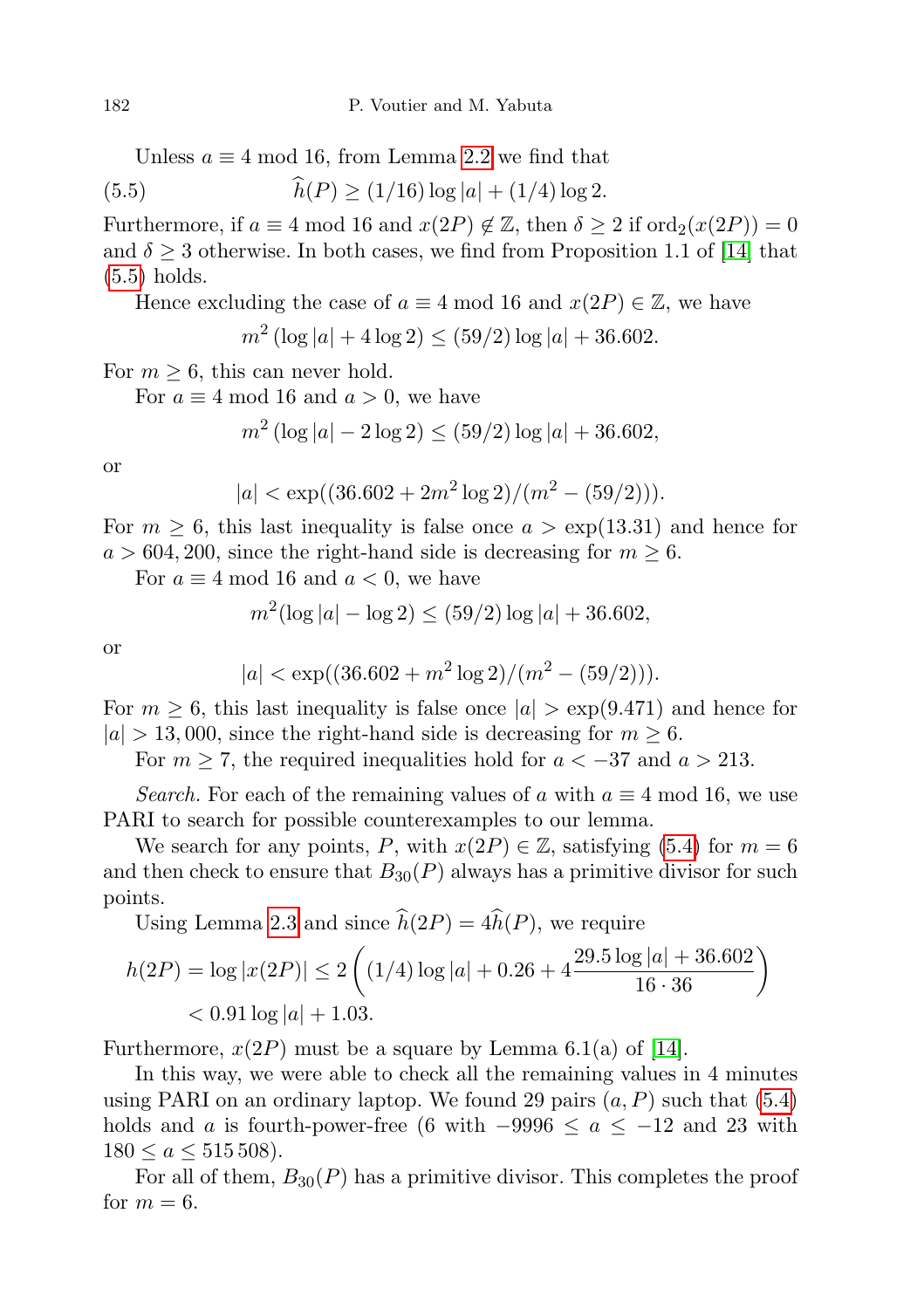Unless $a \equiv 4 \bmod 16$, from Lemma 2.2 we find that

$$\widehat{h}(P) \geq (1/16)\log|a| + (1/4)\log 2. \tag{5.5}$$

Furthermore, if $a \equiv 4 \bmod 16$ and $x(2P) \notin \mathbb{Z}$, then $\delta \geq 2$ if $\mathrm{ord}_2(x(2P)) = 0$ and $\delta \geq 3$ otherwise. In both cases, we find from Proposition 1.1 of [14] that (5.5) holds.

Hence excluding the case of $a \equiv 4 \bmod 16$ and $x(2P) \in \mathbb{Z}$, we have

$$m^2(\log|a| + 4\log 2) \leq (59/2)\log|a| + 36.602.$$

For $m \geq 6$, this can never hold.

For $a \equiv 4 \bmod 16$ and $a > 0$, we have

$$m^2(\log|a| - 2\log 2) \leq (59/2)\log|a| + 36.602,$$

or

$$|a| < \exp((36.602 + 2m^2\log 2)/(m^2 - (59/2))).$$

For $m \geq 6$, this last inequality is false once $a > \exp(13.31)$ and hence for $a > 604,200$, since the right-hand side is decreasing for $m \geq 6$.

For $a \equiv 4 \bmod 16$ and $a < 0$, we have

$$m^2(\log|a| - \log 2) \leq (59/2)\log|a| + 36.602,$$

or

$$|a| < \exp((36.602 + m^2\log 2)/(m^2 - (59/2))).$$

For $m \geq 6$, this last inequality is false once $|a| > \exp(9.471)$ and hence for $|a| > 13,000$, since the right-hand side is decreasing for $m \geq 6$.

For $m \geq 7$, the required inequalities hold for $a < -37$ and $a > 213$.

*Search.* For each of the remaining values of $a$ with $a \equiv 4 \bmod 16$, we use PARI to search for possible counterexamples to our lemma.

We search for any points, $P$, with $x(2P) \in \mathbb{Z}$, satisfying (5.4) for $m = 6$ and then check to ensure that $B_{30}(P)$ always has a primitive divisor for such points.

Using Lemma 2.3 and since $\widehat{h}(2P) = 4\widehat{h}(P)$, we require

$$\begin{aligned} h(2P) = \log|x(2P)| &\leq 2\left((1/4)\log|a| + 0.26 + 4\frac{29.5\log|a| + 36.602}{16 \cdot 36}\right) \\ &< 0.91\log|a| + 1.03. \end{aligned}$$

Furthermore, $x(2P)$ must be a square by Lemma 6.1(a) of [14].

In this way, we were able to check all the remaining values in 4 minutes using PARI on an ordinary laptop. We found 29 pairs $(a, P)$ such that (5.4) holds and $a$ is fourth-power-free (6 with $-9996 \leq a \leq -12$ and 23 with $180 \leq a \leq 515\,508$).

For all of them, $B_{30}(P)$ has a primitive divisor. This completes the proof for $m = 6$.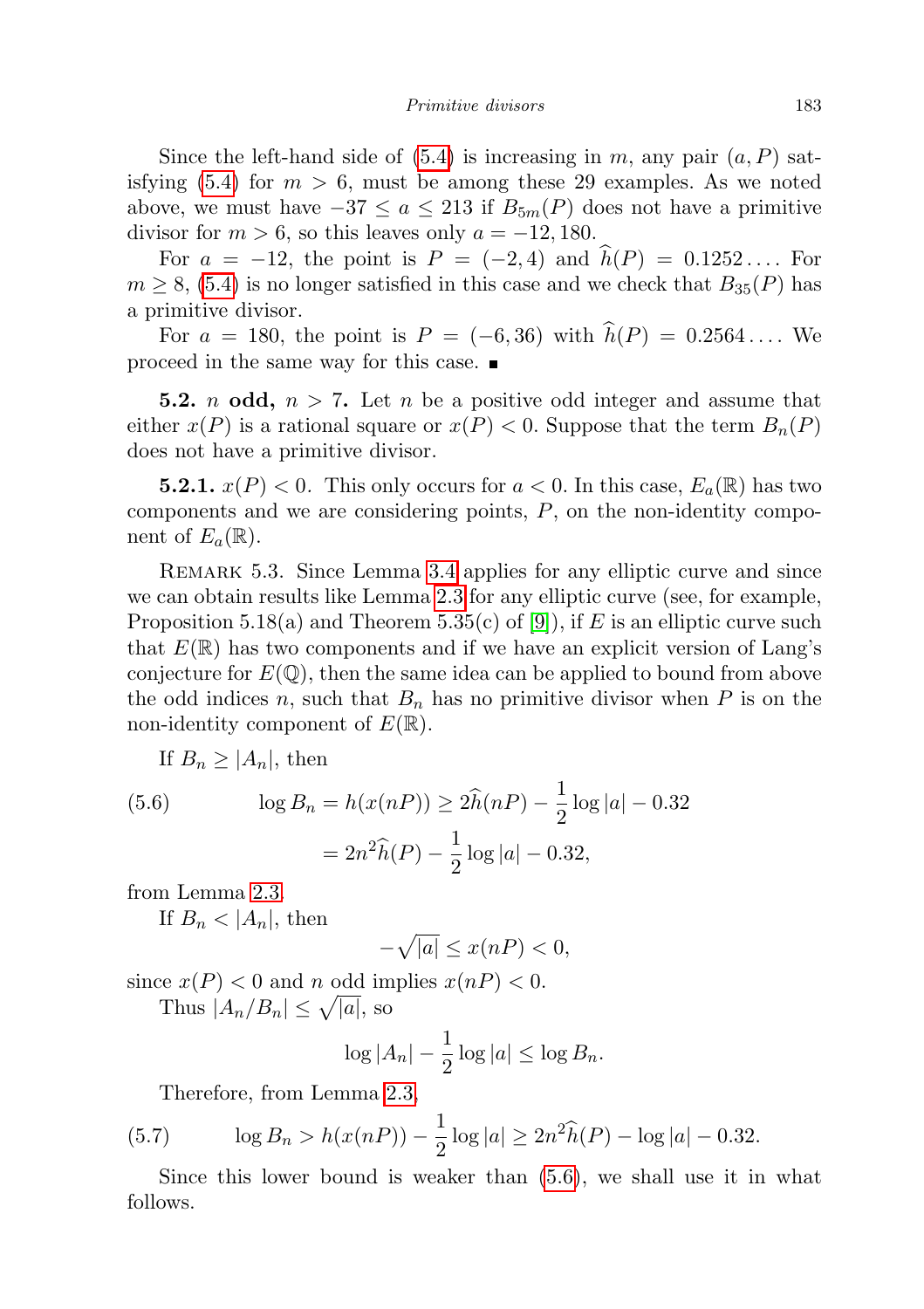Since the left-hand side of (5.4) is increasing in $m$, any pair $(a, P)$ satisfying (5.4) for $m > 6$, must be among these 29 examples. As we noted above, we must have $-37 \le a \le 213$ if $B_{5m}(P)$ does not have a primitive divisor for $m > 6$, so this leaves only $a = -12, 180$.

For $a = -12$, the point is $P = (-2, 4)$ and $\widehat{h}(P) = 0.1252\ldots$. For $m \ge 8$, (5.4) is no longer satisfied in this case and we check that $B_{35}(P)$ has a primitive divisor.

For $a = 180$, the point is $P = (-6, 36)$ with $\widehat{h}(P) = 0.2564\ldots$. We proceed in the same way for this case. ■

**5.2.** $n$ **odd,** $n > 7$. Let $n$ be a positive odd integer and assume that either $x(P)$ is a rational square or $x(P) < 0$. Suppose that the term $B_n(P)$ does not have a primitive divisor.

**5.2.1.** $x(P) < 0$. This only occurs for $a < 0$. In this case, $E_a(\mathbb{R})$ has two components and we are considering points, $P$, on the non-identity component of $E_a(\mathbb{R})$.

Remark 5.3. Since Lemma 3.4 applies for any elliptic curve and since we can obtain results like Lemma 2.3 for any elliptic curve (see, for example, Proposition 5.18(a) and Theorem 5.35(c) of [9]), if $E$ is an elliptic curve such that $E(\mathbb{R})$ has two components and if we have an explicit version of Lang's conjecture for $E(\mathbb{Q})$, then the same idea can be applied to bound from above the odd indices $n$, such that $B_n$ has no primitive divisor when $P$ is on the non-identity component of $E(\mathbb{R})$.

If $B_n \ge |A_n|$, then

$$
\begin{aligned}
\text{(5.6)} \qquad \log B_n = h(x(nP)) &\ge 2\widehat{h}(nP) - \frac{1}{2}\log|a| - 0.32 \\
&= 2n^2\widehat{h}(P) - \frac{1}{2}\log|a| - 0.32,
\end{aligned}
$$

from Lemma 2.3.

If $B_n < |A_n|$, then

$$
-\sqrt{|a|} \le x(nP) < 0,
$$

since $x(P) < 0$ and $n$ odd implies $x(nP) < 0$.

Thus $|A_n/B_n| \le \sqrt{|a|}$, so

$$
\log|A_n| - \frac{1}{2}\log|a| \le \log B_n.
$$

Therefore, from Lemma 2.3,

$$
\text{(5.7)} \qquad \log B_n > h(x(nP)) - \frac{1}{2}\log|a| \ge 2n^2\widehat{h}(P) - \log|a| - 0.32.
$$

Since this lower bound is weaker than (5.6), we shall use it in what follows.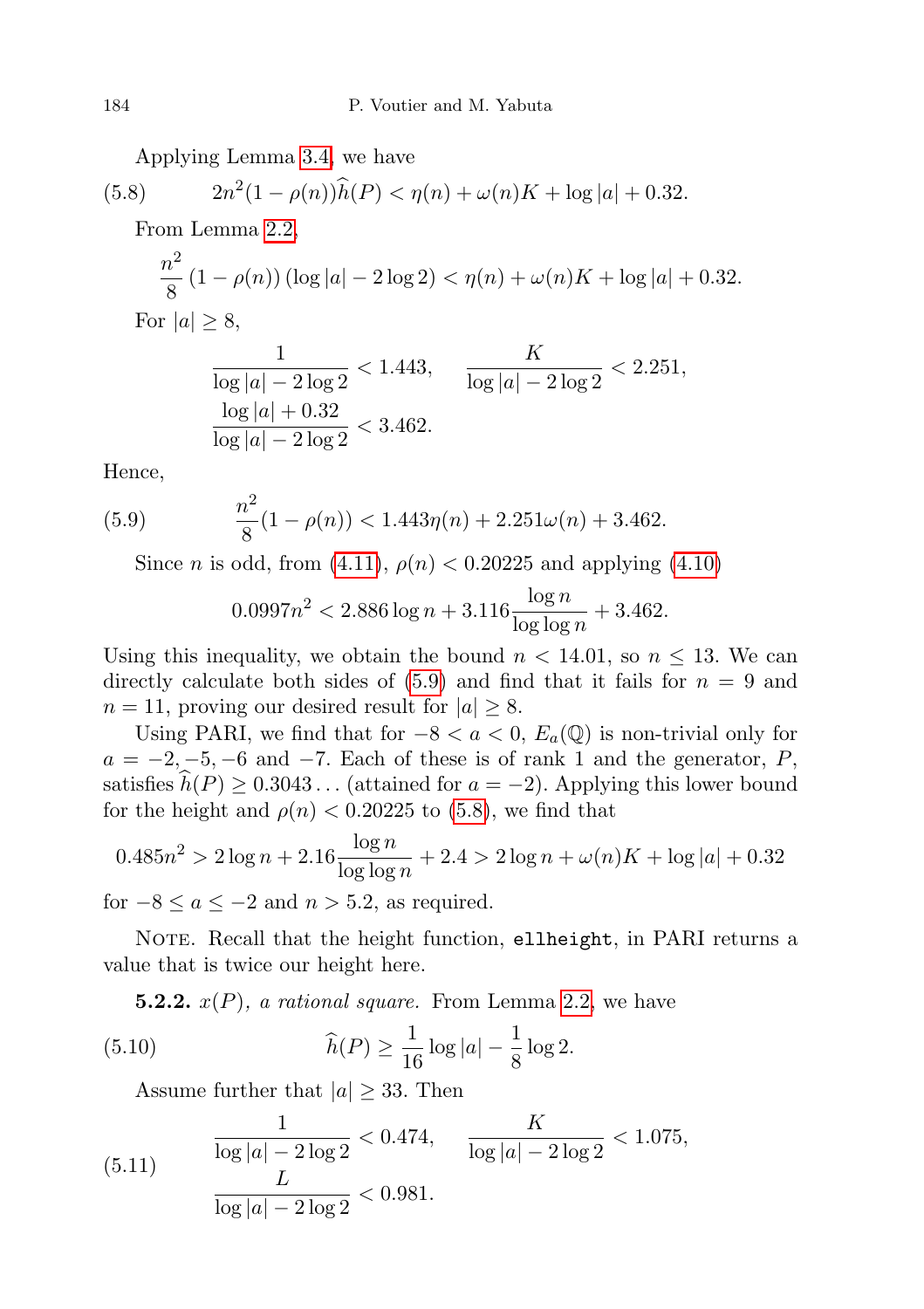Applying Lemma 3.4, we have

$$2n^2(1-\rho(n))\widehat{h}(P) < \eta(n) + \omega(n)K + \log|a| + 0.32. \tag{5.8}$$

From Lemma 2.2,

$$\frac{n^2}{8}(1-\rho(n))(\log|a| - 2\log 2) < \eta(n) + \omega(n)K + \log|a| + 0.32.$$

For $|a| \geq 8$,

$$\frac{1}{\log|a| - 2\log 2} < 1.443, \qquad \frac{K}{\log|a| - 2\log 2} < 2.251,$$
$$\frac{\log|a| + 0.32}{\log|a| - 2\log 2} < 3.462.$$

Hence,

$$\frac{n^2}{8}(1-\rho(n)) < 1.443\eta(n) + 2.251\omega(n) + 3.462. \tag{5.9}$$

Since $n$ is odd, from (4.11), $\rho(n) < 0.20225$ and applying (4.10)

$$0.0997n^2 < 2.886\log n + 3.116\frac{\log n}{\log\log n} + 3.462.$$

Using this inequality, we obtain the bound $n < 14.01$, so $n \leq 13$. We can directly calculate both sides of (5.9) and find that it fails for $n = 9$ and $n = 11$, proving our desired result for $|a| \geq 8$.

Using PARI, we find that for $-8 < a < 0$, $E_a(\mathbb{Q})$ is non-trivial only for $a = -2, -5, -6$ and $-7$. Each of these is of rank 1 and the generator, $P$, satisfies $\widehat{h}(P) \geq 0.3043\ldots$ (attained for $a = -2$). Applying this lower bound for the height and $\rho(n) < 0.20225$ to (5.8), we find that

$$0.485n^2 > 2\log n + 2.16\frac{\log n}{\log\log n} + 2.4 > 2\log n + \omega(n)K + \log|a| + 0.32$$

for $-8 \leq a \leq -2$ and $n > 5.2$, as required.

Note. Recall that the height function, `ellheight`, in PARI returns a value that is twice our height here.

**5.2.2.** *$x(P)$, a rational square.* From Lemma 2.2, we have

$$\widehat{h}(P) \geq \frac{1}{16}\log|a| - \frac{1}{8}\log 2. \tag{5.10}$$

Assume further that $|a| \geq 33$. Then

$$\frac{1}{\log|a| - 2\log 2} < 0.474, \qquad \frac{K}{\log|a| - 2\log 2} < 1.075,$$
$$\frac{L}{\log|a| - 2\log 2} < 0.981. \tag{5.11}$$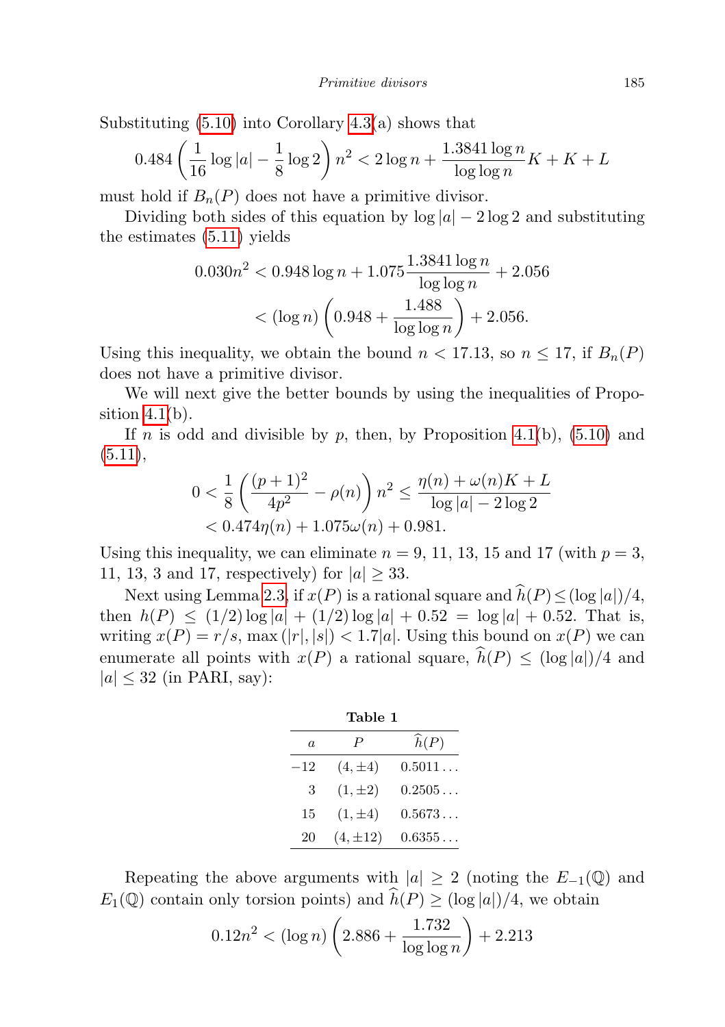Substituting (5.10) into Corollary 4.3(a) shows that

$$0.484\left(\frac{1}{16}\log|a| - \frac{1}{8}\log 2\right)n^2 < 2\log n + \frac{1.3841\log n}{\log\log n}K + K + L$$

must hold if $B_n(P)$ does not have a primitive divisor.

Dividing both sides of this equation by $\log|a| - 2\log 2$ and substituting the estimates (5.11) yields

$$\begin{aligned}0.030n^2 &< 0.948\log n + 1.075\frac{1.3841\log n}{\log\log n} + 2.056\\ &< (\log n)\left(0.948 + \frac{1.488}{\log\log n}\right) + 2.056.\end{aligned}$$

Using this inequality, we obtain the bound $n < 17.13$, so $n \le 17$, if $B_n(P)$ does not have a primitive divisor.

We will next give the better bounds by using the inequalities of Proposition 4.1(b).

If $n$ is odd and divisible by $p$, then, by Proposition 4.1(b), (5.10) and (5.11),

$$\begin{aligned}0 < \frac{1}{8}\left(\frac{(p+1)^2}{4p^2} - \rho(n)\right)n^2 &\le \frac{\eta(n) + \omega(n)K + L}{\log|a| - 2\log 2}\\ &< 0.474\eta(n) + 1.075\omega(n) + 0.981.\end{aligned}$$

Using this inequality, we can eliminate $n = 9$, 11, 13, 15 and 17 (with $p = 3$, 11, 13, 3 and 17, respectively) for $|a| \ge 33$.

Next using Lemma 2.3, if $x(P)$ is a rational square and $\widehat{h}(P) \le (\log|a|)/4$, then $h(P) \le (1/2)\log|a| + (1/2)\log|a| + 0.52 = \log|a| + 0.52$. That is, writing $x(P) = r/s$, $\max(|r|,|s|) < 1.7|a|$. Using this bound on $x(P)$ we can enumerate all points with $x(P)$ a rational square, $\widehat{h}(P) \le (\log|a|)/4$ and $|a| \le 32$ (in PARI, say):

**Table 1**

| $a$ | $P$ | $\widehat{h}(P)$ |
|---|---|---|
| $-12$ | $(4, \pm 4)$ | $0.5011\ldots$ |
| $3$ | $(1, \pm 2)$ | $0.2505\ldots$ |
| $15$ | $(1, \pm 4)$ | $0.5673\ldots$ |
| $20$ | $(4, \pm 12)$ | $0.6355\ldots$ |

Repeating the above arguments with $|a| \ge 2$ (noting the $E_{-1}(\mathbb{Q})$ and $E_1(\mathbb{Q})$ contain only torsion points) and $\widehat{h}(P) \ge (\log|a|)/4$, we obtain

$$0.12n^2 < (\log n)\left(2.886 + \frac{1.732}{\log\log n}\right) + 2.213$$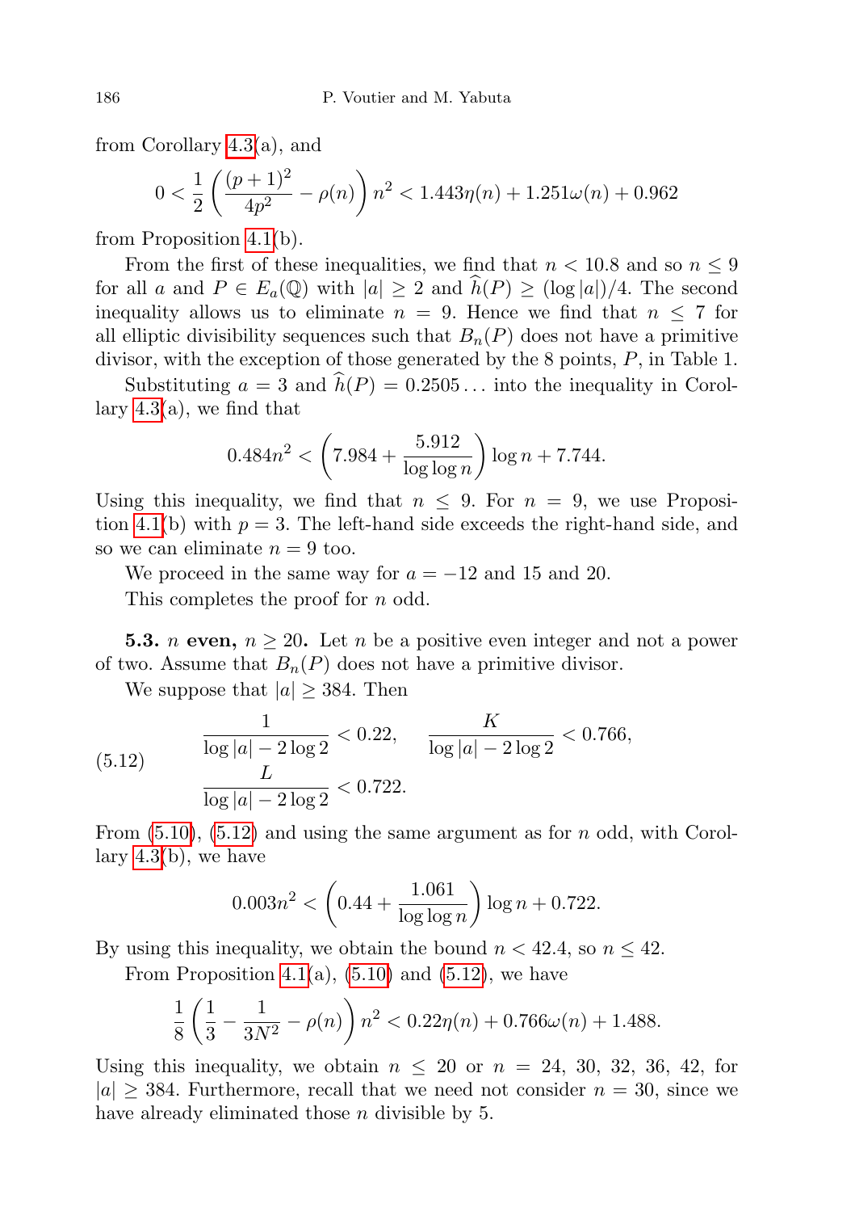from Corollary 4.3(a), and

$$0 < \frac{1}{2}\left(\frac{(p+1)^2}{4p^2} - \rho(n)\right) n^2 < 1.443\eta(n) + 1.251\omega(n) + 0.962$$

from Proposition 4.1(b).

From the first of these inequalities, we find that $n < 10.8$ and so $n \le 9$ for all $a$ and $P \in E_a(\mathbb{Q})$ with $|a| \ge 2$ and $\widehat{h}(P) \ge (\log|a|)/4$. The second inequality allows us to eliminate $n = 9$. Hence we find that $n \le 7$ for all elliptic divisibility sequences such that $B_n(P)$ does not have a primitive divisor, with the exception of those generated by the 8 points, $P$, in Table 1.

Substituting $a = 3$ and $\widehat{h}(P) = 0.2505\ldots$ into the inequality in Corollary 4.3(a), we find that

$$0.484n^2 < \left(7.984 + \frac{5.912}{\log\log n}\right)\log n + 7.744.$$

Using this inequality, we find that $n \le 9$. For $n = 9$, we use Proposition 4.1(b) with $p = 3$. The left-hand side exceeds the right-hand side, and so we can eliminate $n = 9$ too.

We proceed in the same way for $a = -12$ and 15 and 20.

This completes the proof for $n$ odd.

**5.3. $n$ even, $n \ge 20$.** Let $n$ be a positive even integer and not a power of two. Assume that $B_n(P)$ does not have a primitive divisor.

We suppose that $|a| \ge 384$. Then

$$\tag{5.12} \frac{1}{\log|a| - 2\log 2} < 0.22, \qquad \frac{K}{\log|a| - 2\log 2} < 0.766, \qquad \frac{L}{\log|a| - 2\log 2} < 0.722.$$

From (5.10), (5.12) and using the same argument as for $n$ odd, with Corollary 4.3(b), we have

$$0.003n^2 < \left(0.44 + \frac{1.061}{\log\log n}\right)\log n + 0.722.$$

By using this inequality, we obtain the bound $n < 42.4$, so $n \le 42$.

From Proposition 4.1(a), (5.10) and (5.12), we have

$$\frac{1}{8}\left(\frac{1}{3} - \frac{1}{3N^2} - \rho(n)\right) n^2 < 0.22\eta(n) + 0.766\omega(n) + 1.488.$$

Using this inequality, we obtain $n \le 20$ or $n = 24, 30, 32, 36, 42$, for $|a| \ge 384$. Furthermore, recall that we need not consider $n = 30$, since we have already eliminated those $n$ divisible by 5.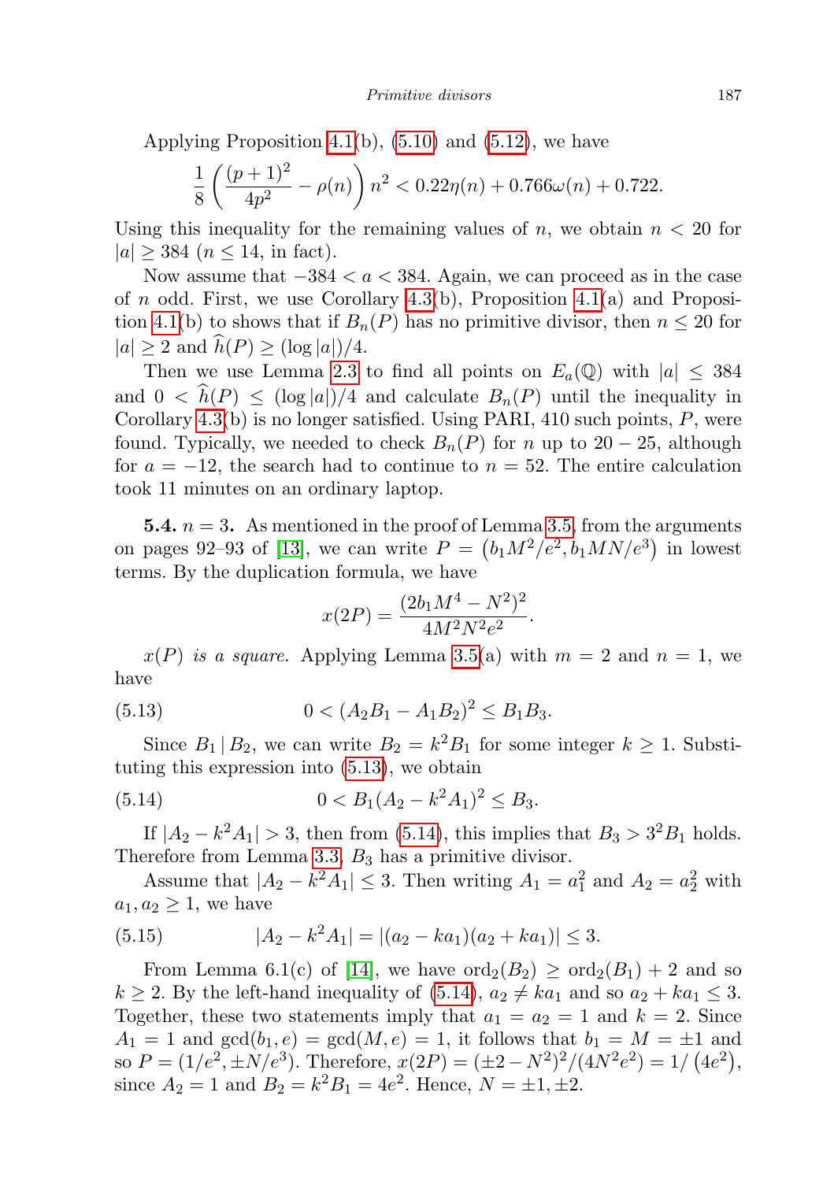Applying Proposition 4.1(b), (5.10) and (5.12), we have

$$\frac{1}{8}\left(\frac{(p+1)^2}{4p^2} - \rho(n)\right)n^2 < 0.22\eta(n) + 0.766\omega(n) + 0.722.$$

Using this inequality for the remaining values of $n$, we obtain $n < 20$ for $|a| \geq 384$ ($n \leq 14$, in fact).

Now assume that $-384 < a < 384$. Again, we can proceed as in the case of $n$ odd. First, we use Corollary 4.3(b), Proposition 4.1(a) and Proposition 4.1(b) to shows that if $B_n(P)$ has no primitive divisor, then $n \leq 20$ for $|a| \geq 2$ and $\widehat{h}(P) \geq (\log|a|)/4$.

Then we use Lemma 2.3 to find all points on $E_a(\mathbb{Q})$ with $|a| \leq 384$ and $0 < \widehat{h}(P) \leq (\log|a|)/4$ and calculate $B_n(P)$ until the inequality in Corollary 4.3(b) is no longer satisfied. Using PARI, 410 such points, $P$, were found. Typically, we needed to check $B_n(P)$ for $n$ up to $20-25$, although for $a = -12$, the search had to continue to $n = 52$. The entire calculation took 11 minutes on an ordinary laptop.

**5.4.** $n = 3$. As mentioned in the proof of Lemma 3.5, from the arguments on pages 92–93 of [13], we can write $P = \left(b_1M^2/e^2, b_1MN/e^3\right)$ in lowest terms. By the duplication formula, we have

$$x(2P) = \frac{(2b_1M^4 - N^2)^2}{4M^2N^2e^2}.$$

*$x(P)$ is a square.* Applying Lemma 3.5(a) with $m = 2$ and $n = 1$, we have

$$0 < (A_2B_1 - A_1B_2)^2 \leq B_1B_3. \tag{5.13}$$

Since $B_1 \mid B_2$, we can write $B_2 = k^2B_1$ for some integer $k \geq 1$. Substituting this expression into (5.13), we obtain

$$0 < B_1(A_2 - k^2A_1)^2 \leq B_3. \tag{5.14}$$

If $|A_2 - k^2A_1| > 3$, then from (5.14), this implies that $B_3 > 3^2B_1$ holds. Therefore from Lemma 3.3, $B_3$ has a primitive divisor.

Assume that $|A_2 - k^2A_1| \leq 3$. Then writing $A_1 = a_1^2$ and $A_2 = a_2^2$ with $a_1, a_2 \geq 1$, we have

$$|A_2 - k^2A_1| = |(a_2 - ka_1)(a_2 + ka_1)| \leq 3. \tag{5.15}$$

From Lemma 6.1(c) of [14], we have $\mathrm{ord}_2(B_2) \geq \mathrm{ord}_2(B_1) + 2$ and so $k \geq 2$. By the left-hand inequality of (5.14), $a_2 \neq ka_1$ and so $a_2 + ka_1 \leq 3$. Together, these two statements imply that $a_1 = a_2 = 1$ and $k = 2$. Since $A_1 = 1$ and $\gcd(b_1, e) = \gcd(M, e) = 1$, it follows that $b_1 = M = \pm 1$ and so $P = (1/e^2, \pm N/e^3)$. Therefore, $x(2P) = (\pm 2 - N^2)^2/(4N^2e^2) = 1/\left(4e^2\right)$, since $A_2 = 1$ and $B_2 = k^2B_1 = 4e^2$. Hence, $N = \pm 1, \pm 2$.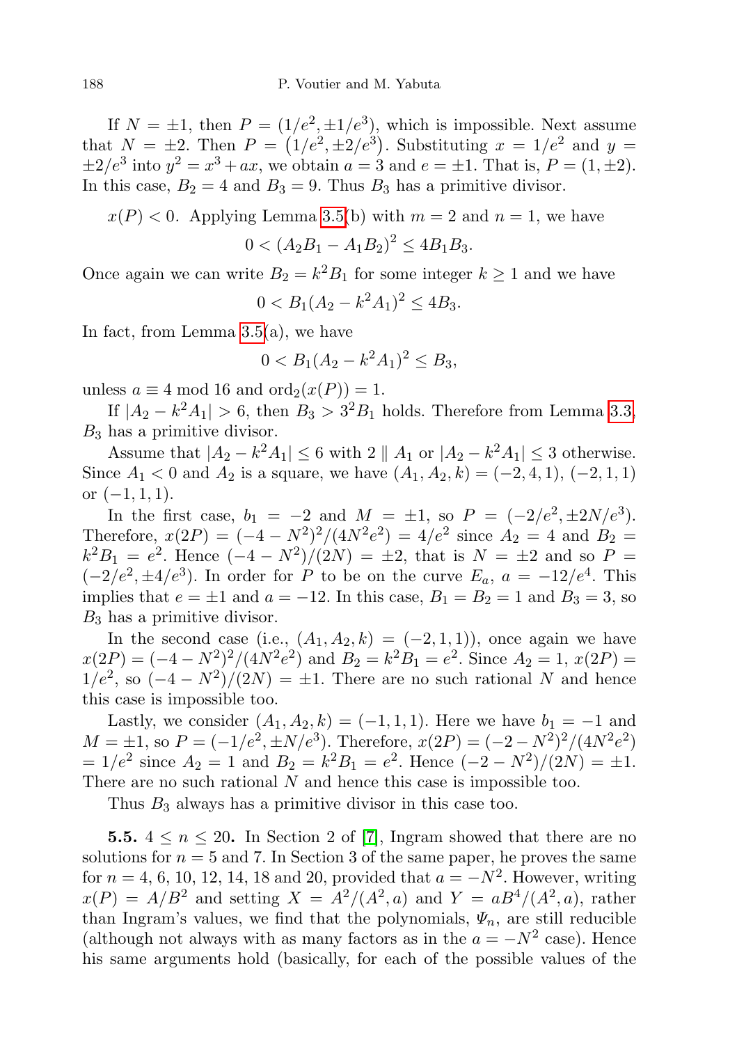If $N = \pm 1$, then $P = (1/e^2, \pm 1/e^3)$, which is impossible. Next assume that $N = \pm 2$. Then $P = \left(1/e^2, \pm 2/e^3\right)$. Substituting $x = 1/e^2$ and $y = \pm 2/e^3$ into $y^2 = x^3 + ax$, we obtain $a = 3$ and $e = \pm 1$. That is, $P = (1, \pm 2)$. In this case, $B_2 = 4$ and $B_3 = 9$. Thus $B_3$ has a primitive divisor.

$x(P) < 0$. Applying Lemma 3.5(b) with $m = 2$ and $n = 1$, we have

$$0 < (A_2 B_1 - A_1 B_2)^2 \le 4 B_1 B_3.$$

Once again we can write $B_2 = k^2 B_1$ for some integer $k \ge 1$ and we have

$$0 < B_1 (A_2 - k^2 A_1)^2 \le 4 B_3.$$

In fact, from Lemma 3.5(a), we have

$$0 < B_1 (A_2 - k^2 A_1)^2 \le B_3,$$

unless $a \equiv 4 \bmod 16$ and $\mathrm{ord}_2(x(P)) = 1$.

If $|A_2 - k^2 A_1| > 6$, then $B_3 > 3^2 B_1$ holds. Therefore from Lemma 3.3, $B_3$ has a primitive divisor.

Assume that $|A_2 - k^2 A_1| \le 6$ with $2 \parallel A_1$ or $|A_2 - k^2 A_1| \le 3$ otherwise. Since $A_1 < 0$ and $A_2$ is a square, we have $(A_1, A_2, k) = (-2, 4, 1)$, $(-2, 1, 1)$ or $(-1, 1, 1)$.

In the first case, $b_1 = -2$ and $M = \pm 1$, so $P = (-2/e^2, \pm 2N/e^3)$. Therefore, $x(2P) = (-4 - N^2)^2/(4N^2 e^2) = 4/e^2$ since $A_2 = 4$ and $B_2 = k^2 B_1 = e^2$. Hence $(-4 - N^2)/(2N) = \pm 2$, that is $N = \pm 2$ and so $P = (-2/e^2, \pm 4/e^3)$. In order for $P$ to be on the curve $E_a$, $a = -12/e^4$. This implies that $e = \pm 1$ and $a = -12$. In this case, $B_1 = B_2 = 1$ and $B_3 = 3$, so $B_3$ has a primitive divisor.

In the second case (i.e., $(A_1, A_2, k) = (-2, 1, 1)$), once again we have $x(2P) = (-4 - N^2)^2/(4N^2 e^2)$ and $B_2 = k^2 B_1 = e^2$. Since $A_2 = 1$, $x(2P) = 1/e^2$, so $(-4 - N^2)/(2N) = \pm 1$. There are no such rational $N$ and hence this case is impossible too.

Lastly, we consider $(A_1, A_2, k) = (-1, 1, 1)$. Here we have $b_1 = -1$ and $M = \pm 1$, so $P = (-1/e^2, \pm N/e^3)$. Therefore, $x(2P) = (-2 - N^2)^2/(4N^2 e^2) = 1/e^2$ since $A_2 = 1$ and $B_2 = k^2 B_1 = e^2$. Hence $(-2 - N^2)/(2N) = \pm 1$. There are no such rational $N$ and hence this case is impossible too.

Thus $B_3$ always has a primitive divisor in this case too.

**5.5.** $4 \le n \le 20$**.** In Section 2 of [7], Ingram showed that there are no solutions for $n = 5$ and 7. In Section 3 of the same paper, he proves the same for $n = 4$, 6, 10, 12, 14, 18 and 20, provided that $a = -N^2$. However, writing $x(P) = A/B^2$ and setting $X = A^2/(A^2, a)$ and $Y = aB^4/(A^2, a)$, rather than Ingram's values, we find that the polynomials, $\Psi_n$, are still reducible (although not always with as many factors as in the $a = -N^2$ case). Hence his same arguments hold (basically, for each of the possible values of the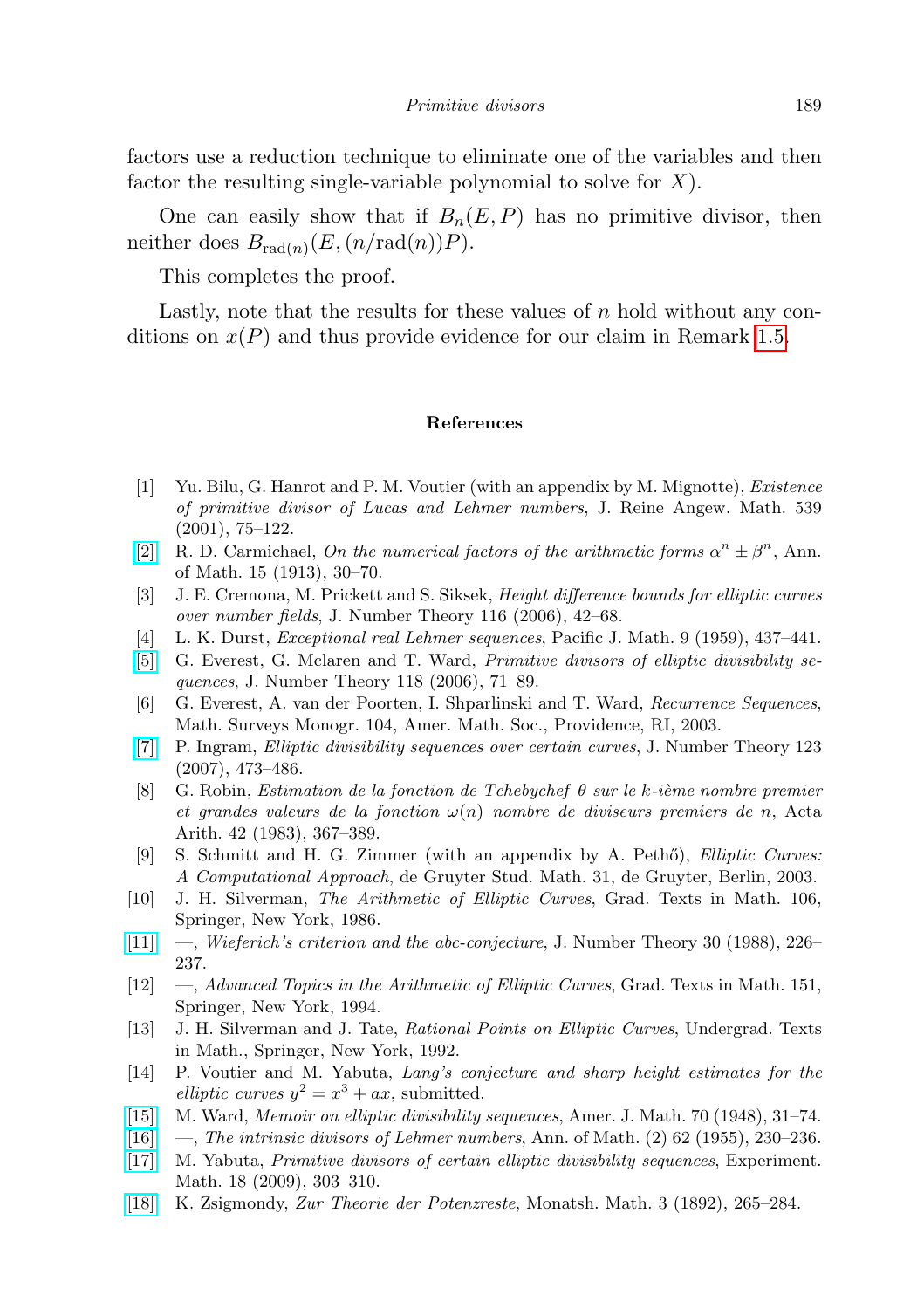factors use a reduction technique to eliminate one of the variables and then factor the resulting single-variable polynomial to solve for $X$).

One can easily show that if $B_n(E, P)$ has no primitive divisor, then neither does $B_{\mathrm{rad}(n)}(E, (n/\mathrm{rad}(n))P)$.

This completes the proof.

Lastly, note that the results for these values of $n$ hold without any conditions on $x(P)$ and thus provide evidence for our claim in Remark 1.5.

## References

[1] Yu. Bilu, G. Hanrot and P. M. Voutier (with an appendix by M. Mignotte), *Existence of primitive divisor of Lucas and Lehmer numbers*, J. Reine Angew. Math. 539 (2001), 75–122.

[2] R. D. Carmichael, *On the numerical factors of the arithmetic forms* $\alpha^n \pm \beta^n$, Ann. of Math. 15 (1913), 30–70.

[3] J. E. Cremona, M. Prickett and S. Siksek, *Height difference bounds for elliptic curves over number fields*, J. Number Theory 116 (2006), 42–68.

[4] L. K. Durst, *Exceptional real Lehmer sequences*, Pacific J. Math. 9 (1959), 437–441.

[5] G. Everest, G. Mclaren and T. Ward, *Primitive divisors of elliptic divisibility sequences*, J. Number Theory 118 (2006), 71–89.

[6] G. Everest, A. van der Poorten, I. Shparlinski and T. Ward, *Recurrence Sequences*, Math. Surveys Monogr. 104, Amer. Math. Soc., Providence, RI, 2003.

[7] P. Ingram, *Elliptic divisibility sequences over certain curves*, J. Number Theory 123 (2007), 473–486.

[8] G. Robin, *Estimation de la fonction de Tchebychef θ sur le k-ième nombre premier et grandes valeurs de la fonction ω(n) nombre de diviseurs premiers de n*, Acta Arith. 42 (1983), 367–389.

[9] S. Schmitt and H. G. Zimmer (with an appendix by A. Pethő), *Elliptic Curves: A Computational Approach*, de Gruyter Stud. Math. 31, de Gruyter, Berlin, 2003.

[10] J. H. Silverman, *The Arithmetic of Elliptic Curves*, Grad. Texts in Math. 106, Springer, New York, 1986.

[11] —, *Wieferich's criterion and the abc-conjecture*, J. Number Theory 30 (1988), 226–237.

[12] —, *Advanced Topics in the Arithmetic of Elliptic Curves*, Grad. Texts in Math. 151, Springer, New York, 1994.

[13] J. H. Silverman and J. Tate, *Rational Points on Elliptic Curves*, Undergrad. Texts in Math., Springer, New York, 1992.

[14] P. Voutier and M. Yabuta, *Lang's conjecture and sharp height estimates for the elliptic curves* $y^2 = x^3 + ax$, submitted.

[15] M. Ward, *Memoir on elliptic divisibility sequences*, Amer. J. Math. 70 (1948), 31–74.

[16] —, *The intrinsic divisors of Lehmer numbers*, Ann. of Math. (2) 62 (1955), 230–236.

[17] M. Yabuta, *Primitive divisors of certain elliptic divisibility sequences*, Experiment. Math. 18 (2009), 303–310.

[18] K. Zsigmondy, *Zur Theorie der Potenzreste*, Monatsh. Math. 3 (1892), 265–284.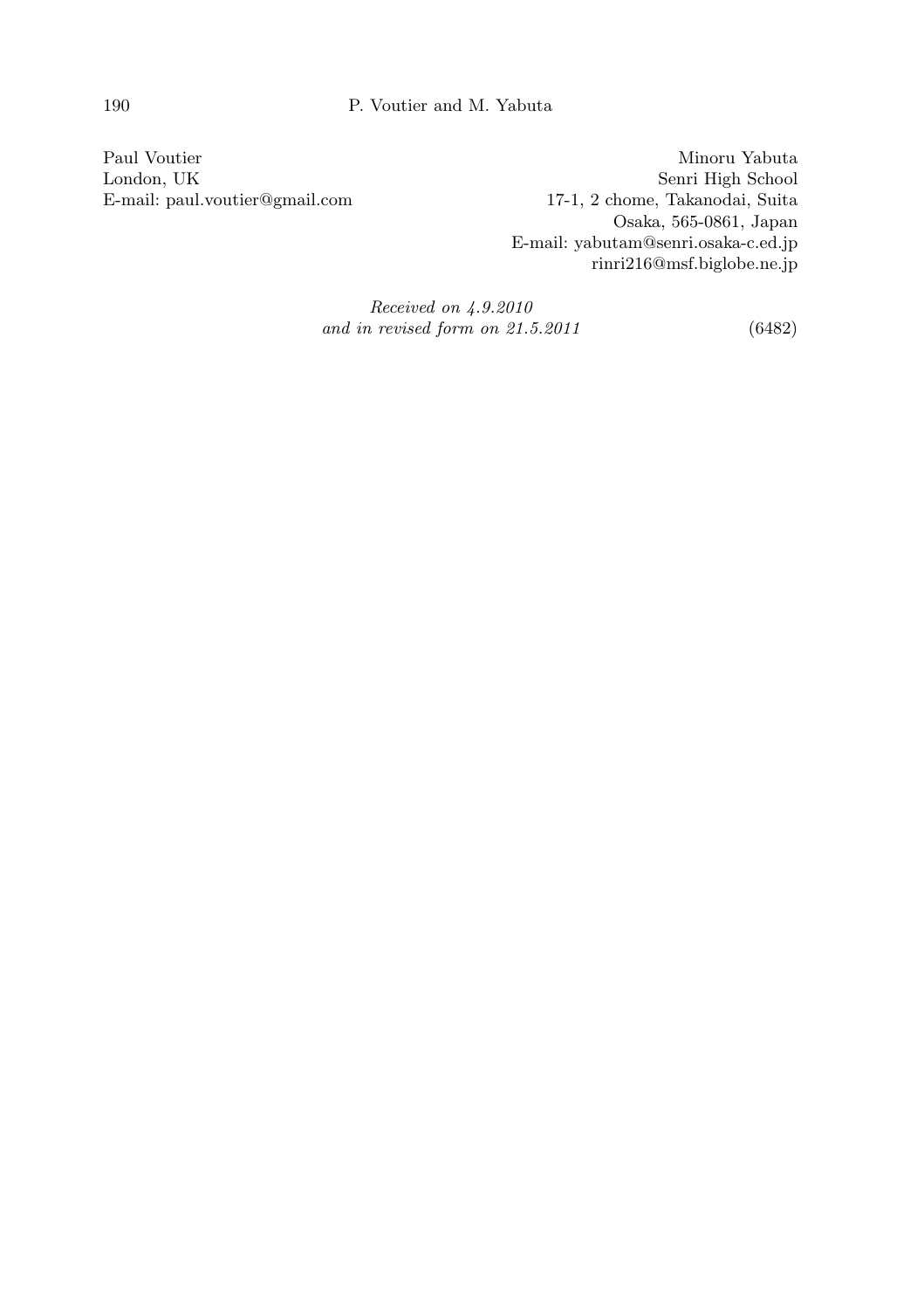Paul Voutier
London, UK
E-mail: paul.voutier@gmail.com

Minoru Yabuta
Senri High School
17-1, 2 chome, Takanodai, Suita
Osaka, 565-0861, Japan
E-mail: yabutam@senri.osaka-c.ed.jp
rinri216@msf.biglobe.ne.jp

*Received on 4.9.2010*
*and in revised form on 21.5.2011* (6482)